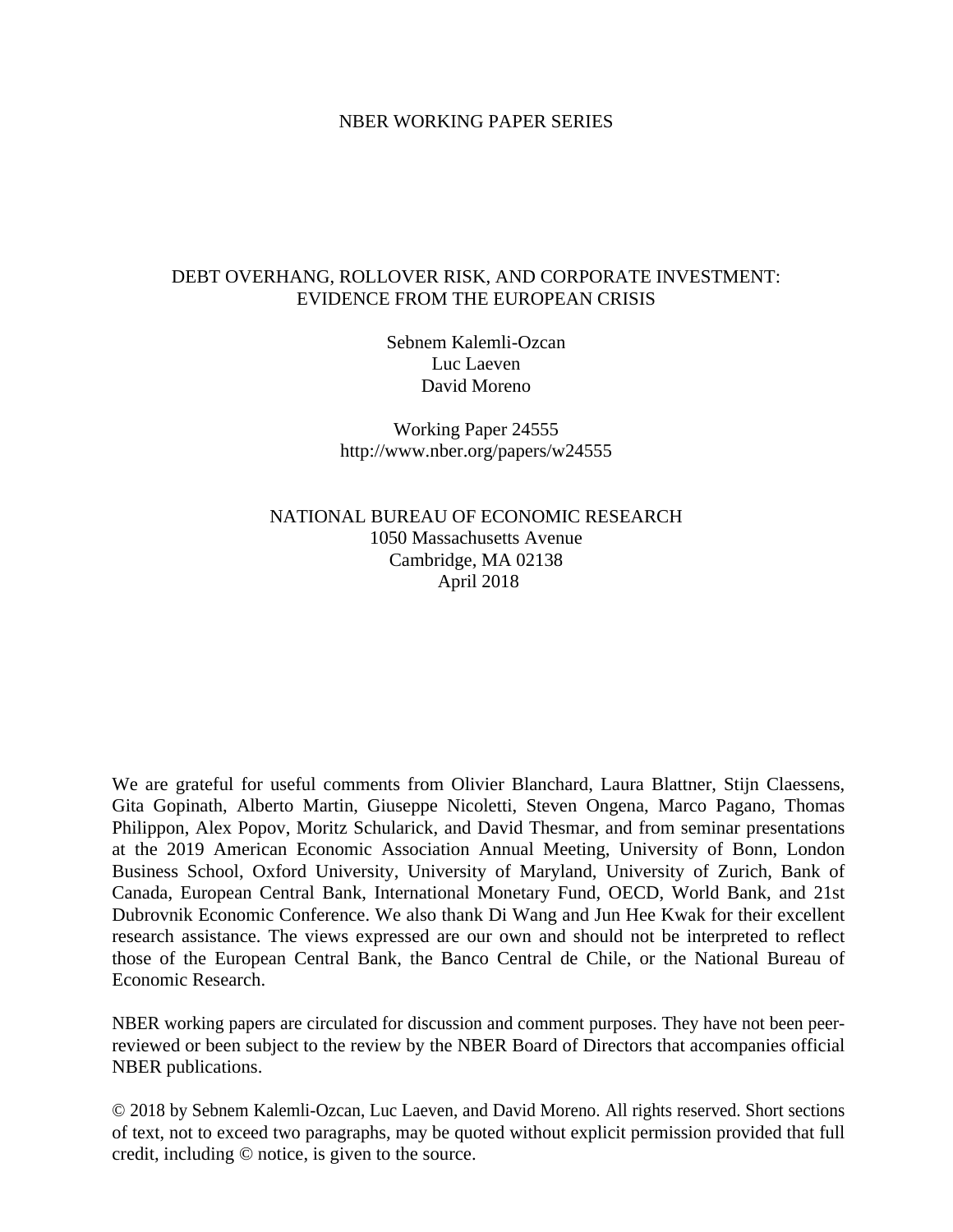NBER WORKING PAPER SERIES

# DEBT OVERHANG, ROLLOVER RISK, AND CORPORATE INVESTMENT: EVIDENCE FROM THE EUROPEAN CRISIS

Sebnem Kalemli-Ozcan
Luc Laeven
David Moreno

Working Paper 24555
http://www.nber.org/papers/w24555

NATIONAL BUREAU OF ECONOMIC RESEARCH
1050 Massachusetts Avenue
Cambridge, MA 02138
April 2018

We are grateful for useful comments from Olivier Blanchard, Laura Blattner, Stijn Claessens, Gita Gopinath, Alberto Martin, Giuseppe Nicoletti, Steven Ongena, Marco Pagano, Thomas Philippon, Alex Popov, Moritz Schularick, and David Thesmar, and from seminar presentations at the 2019 American Economic Association Annual Meeting, University of Bonn, London Business School, Oxford University, University of Maryland, University of Zurich, Bank of Canada, European Central Bank, International Monetary Fund, OECD, World Bank, and 21st Dubrovnik Economic Conference. We also thank Di Wang and Jun Hee Kwak for their excellent research assistance. The views expressed are our own and should not be interpreted to reflect those of the European Central Bank, the Banco Central de Chile, or the National Bureau of Economic Research.

NBER working papers are circulated for discussion and comment purposes. They have not been peer-reviewed or been subject to the review by the NBER Board of Directors that accompanies official NBER publications.

© 2018 by Sebnem Kalemli-Ozcan, Luc Laeven, and David Moreno. All rights reserved. Short sections of text, not to exceed two paragraphs, may be quoted without explicit permission provided that full credit, including © notice, is given to the source.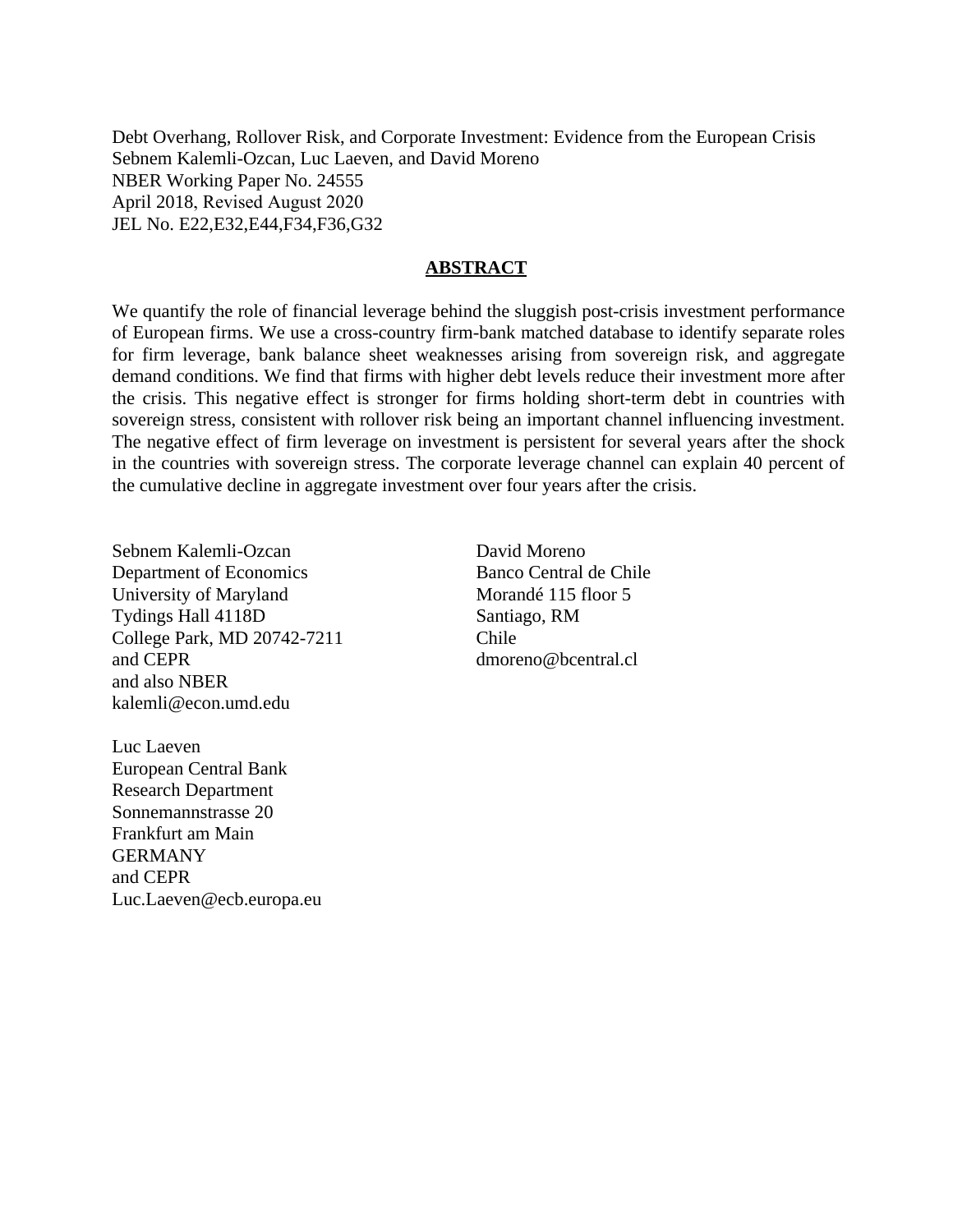Debt Overhang, Rollover Risk, and Corporate Investment: Evidence from the European Crisis
Sebnem Kalemli-Ozcan, Luc Laeven, and David Moreno
NBER Working Paper No. 24555
April 2018, Revised August 2020
JEL No. E22,E32,E44,F34,F36,G32

## ABSTRACT

We quantify the role of financial leverage behind the sluggish post-crisis investment performance of European firms. We use a cross-country firm-bank matched database to identify separate roles for firm leverage, bank balance sheet weaknesses arising from sovereign risk, and aggregate demand conditions. We find that firms with higher debt levels reduce their investment more after the crisis. This negative effect is stronger for firms holding short-term debt in countries with sovereign stress, consistent with rollover risk being an important channel influencing investment. The negative effect of firm leverage on investment is persistent for several years after the shock in the countries with sovereign stress. The corporate leverage channel can explain 40 percent of the cumulative decline in aggregate investment over four years after the crisis.

Sebnem Kalemli-Ozcan
Department of Economics
University of Maryland
Tydings Hall 4118D
College Park, MD 20742-7211
and CEPR
and also NBER
kalemli@econ.umd.edu

Luc Laeven
European Central Bank
Research Department
Sonnemannstrasse 20
Frankfurt am Main
GERMANY
and CEPR
Luc.Laeven@ecb.europa.eu

David Moreno
Banco Central de Chile
Morandé 115 floor 5
Santiago, RM
Chile
dmoreno@bcentral.cl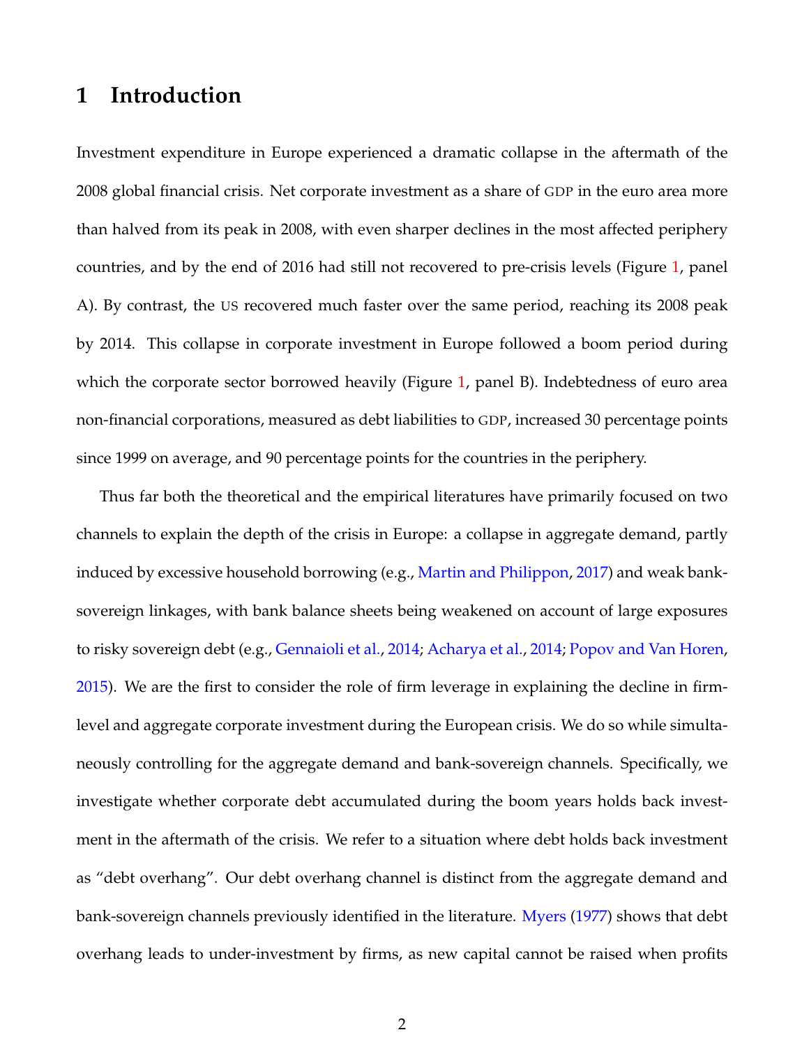# 1 Introduction

Investment expenditure in Europe experienced a dramatic collapse in the aftermath of the 2008 global financial crisis. Net corporate investment as a share of GDP in the euro area more than halved from its peak in 2008, with even sharper declines in the most affected periphery countries, and by the end of 2016 had still not recovered to pre-crisis levels (Figure 1, panel A). By contrast, the US recovered much faster over the same period, reaching its 2008 peak by 2014. This collapse in corporate investment in Europe followed a boom period during which the corporate sector borrowed heavily (Figure 1, panel B). Indebtedness of euro area non-financial corporations, measured as debt liabilities to GDP, increased 30 percentage points since 1999 on average, and 90 percentage points for the countries in the periphery.

Thus far both the theoretical and the empirical literatures have primarily focused on two channels to explain the depth of the crisis in Europe: a collapse in aggregate demand, partly induced by excessive household borrowing (e.g., Martin and Philippon, 2017) and weak bank-sovereign linkages, with bank balance sheets being weakened on account of large exposures to risky sovereign debt (e.g., Gennaioli et al., 2014; Acharya et al., 2014; Popov and Van Horen, 2015). We are the first to consider the role of firm leverage in explaining the decline in firm-level and aggregate corporate investment during the European crisis. We do so while simultaneously controlling for the aggregate demand and bank-sovereign channels. Specifically, we investigate whether corporate debt accumulated during the boom years holds back investment in the aftermath of the crisis. We refer to a situation where debt holds back investment as "debt overhang". Our debt overhang channel is distinct from the aggregate demand and bank-sovereign channels previously identified in the literature. Myers (1977) shows that debt overhang leads to under-investment by firms, as new capital cannot be raised when profits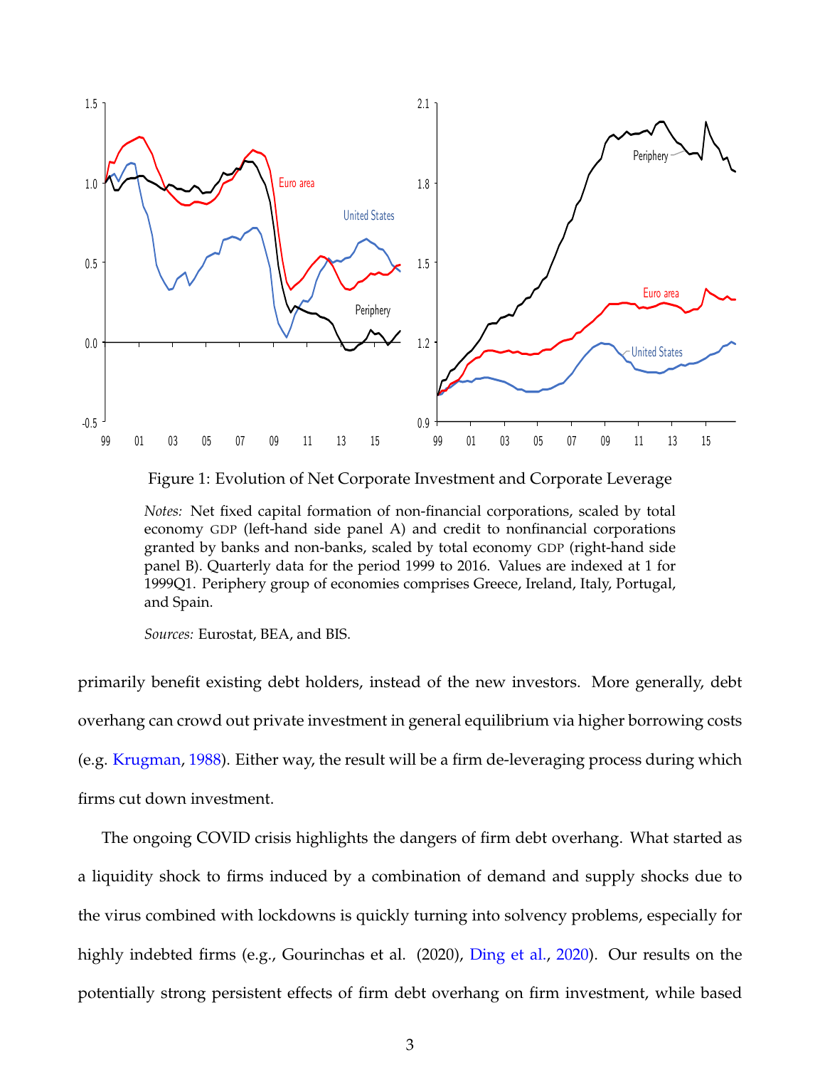Figure 1: Evolution of Net Corporate Investment and Corporate Leverage

*Notes:* Net fixed capital formation of non-financial corporations, scaled by total economy GDP (left-hand side panel A) and credit to nonfinancial corporations granted by banks and non-banks, scaled by total economy GDP (right-hand side panel B). Quarterly data for the period 1999 to 2016. Values are indexed at 1 for 1999Q1. Periphery group of economies comprises Greece, Ireland, Italy, Portugal, and Spain.

*Sources:* Eurostat, BEA, and BIS.

primarily benefit existing debt holders, instead of the new investors. More generally, debt overhang can crowd out private investment in general equilibrium via higher borrowing costs (e.g. Krugman, 1988). Either way, the result will be a firm de-leveraging process during which firms cut down investment.

The ongoing COVID crisis highlights the dangers of firm debt overhang. What started as a liquidity shock to firms induced by a combination of demand and supply shocks due to the virus combined with lockdowns is quickly turning into solvency problems, especially for highly indebted firms (e.g., Gourinchas et al. (2020), Ding et al., 2020). Our results on the potentially strong persistent effects of firm debt overhang on firm investment, while based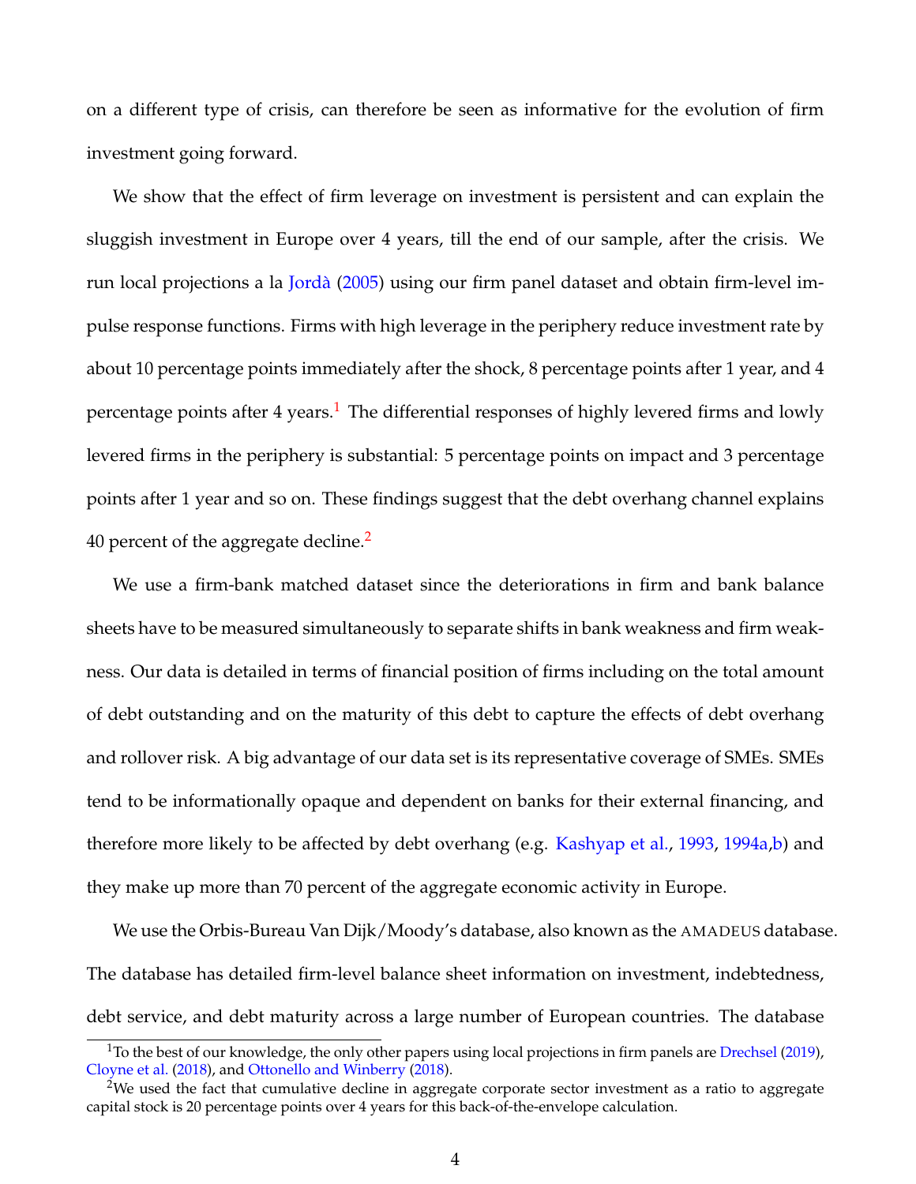on a different type of crisis, can therefore be seen as informative for the evolution of firm investment going forward.

We show that the effect of firm leverage on investment is persistent and can explain the sluggish investment in Europe over 4 years, till the end of our sample, after the crisis. We run local projections a la Jordà (2005) using our firm panel dataset and obtain firm-level impulse response functions. Firms with high leverage in the periphery reduce investment rate by about 10 percentage points immediately after the shock, 8 percentage points after 1 year, and 4 percentage points after 4 years.[1] The differential responses of highly levered firms and lowly levered firms in the periphery is substantial: 5 percentage points on impact and 3 percentage points after 1 year and so on. These findings suggest that the debt overhang channel explains 40 percent of the aggregate decline.[2]

We use a firm-bank matched dataset since the deteriorations in firm and bank balance sheets have to be measured simultaneously to separate shifts in bank weakness and firm weakness. Our data is detailed in terms of financial position of firms including on the total amount of debt outstanding and on the maturity of this debt to capture the effects of debt overhang and rollover risk. A big advantage of our data set is its representative coverage of SMEs. SMEs tend to be informationally opaque and dependent on banks for their external financing, and therefore more likely to be affected by debt overhang (e.g. Kashyap et al., 1993, 1994a,b) and they make up more than 70 percent of the aggregate economic activity in Europe.

We use the Orbis-Bureau Van Dijk/Moody's database, also known as the AMADEUS database. The database has detailed firm-level balance sheet information on investment, indebtedness, debt service, and debt maturity across a large number of European countries. The database

[1] To the best of our knowledge, the only other papers using local projections in firm panels are Drechsel (2019), Cloyne et al. (2018), and Ottonello and Winberry (2018).

[2] We used the fact that cumulative decline in aggregate corporate sector investment as a ratio to aggregate capital stock is 20 percentage points over 4 years for this back-of-the-envelope calculation.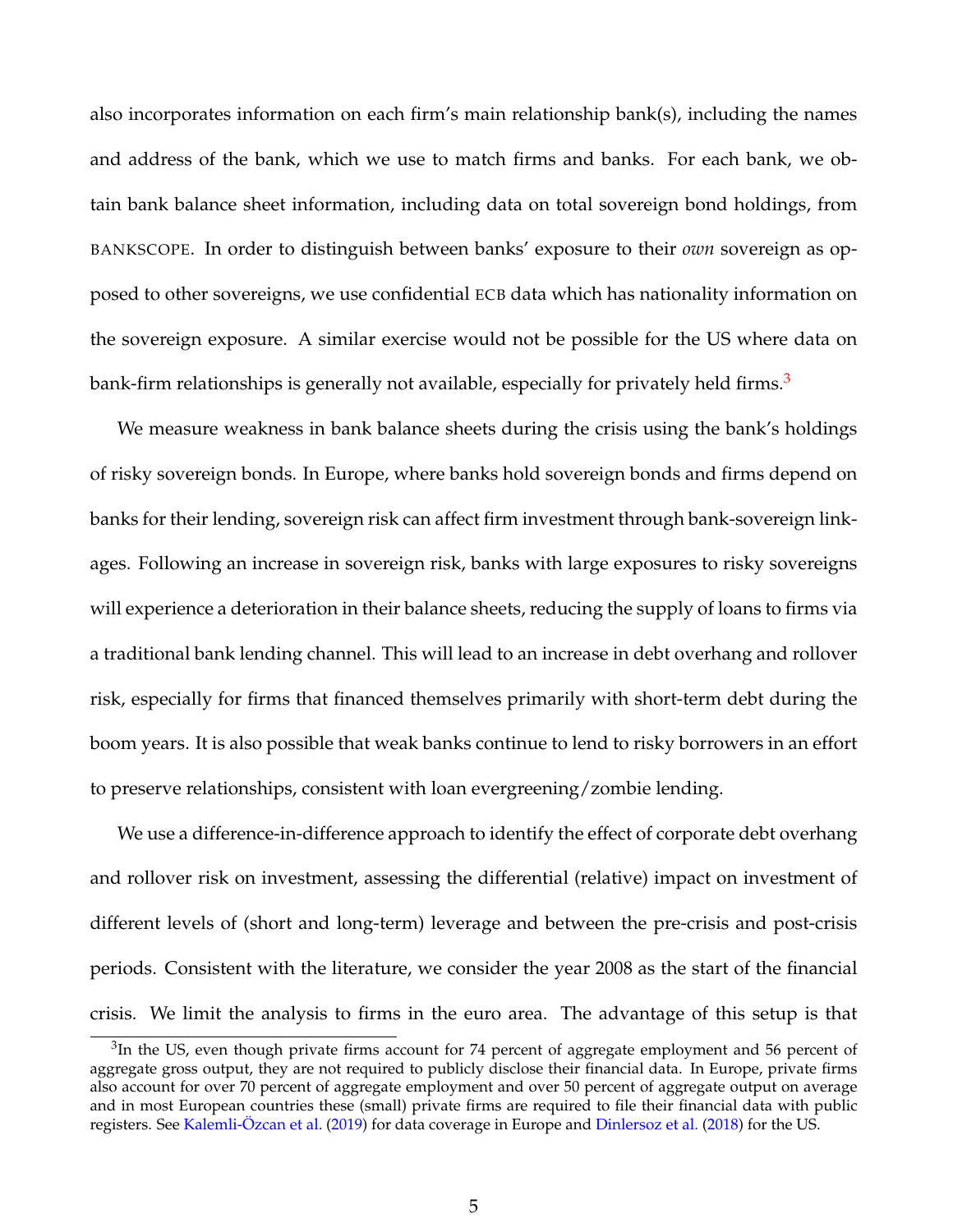also incorporates information on each firm's main relationship bank(s), including the names and address of the bank, which we use to match firms and banks. For each bank, we obtain bank balance sheet information, including data on total sovereign bond holdings, from BANKSCOPE. In order to distinguish between banks' exposure to their *own* sovereign as opposed to other sovereigns, we use confidential ECB data which has nationality information on the sovereign exposure. A similar exercise would not be possible for the US where data on bank-firm relationships is generally not available, especially for privately held firms.[3]

We measure weakness in bank balance sheets during the crisis using the bank's holdings of risky sovereign bonds. In Europe, where banks hold sovereign bonds and firms depend on banks for their lending, sovereign risk can affect firm investment through bank-sovereign linkages. Following an increase in sovereign risk, banks with large exposures to risky sovereigns will experience a deterioration in their balance sheets, reducing the supply of loans to firms via a traditional bank lending channel. This will lead to an increase in debt overhang and rollover risk, especially for firms that financed themselves primarily with short-term debt during the boom years. It is also possible that weak banks continue to lend to risky borrowers in an effort to preserve relationships, consistent with loan evergreening/zombie lending.

We use a difference-in-difference approach to identify the effect of corporate debt overhang and rollover risk on investment, assessing the differential (relative) impact on investment of different levels of (short and long-term) leverage and between the pre-crisis and post-crisis periods. Consistent with the literature, we consider the year 2008 as the start of the financial crisis. We limit the analysis to firms in the euro area. The advantage of this setup is that

[3]In the US, even though private firms account for 74 percent of aggregate employment and 56 percent of aggregate gross output, they are not required to publicly disclose their financial data. In Europe, private firms also account for over 70 percent of aggregate employment and over 50 percent of aggregate output on average and in most European countries these (small) private firms are required to file their financial data with public registers. See Kalemli-Özcan et al. (2019) for data coverage in Europe and Dinlersoz et al. (2018) for the US.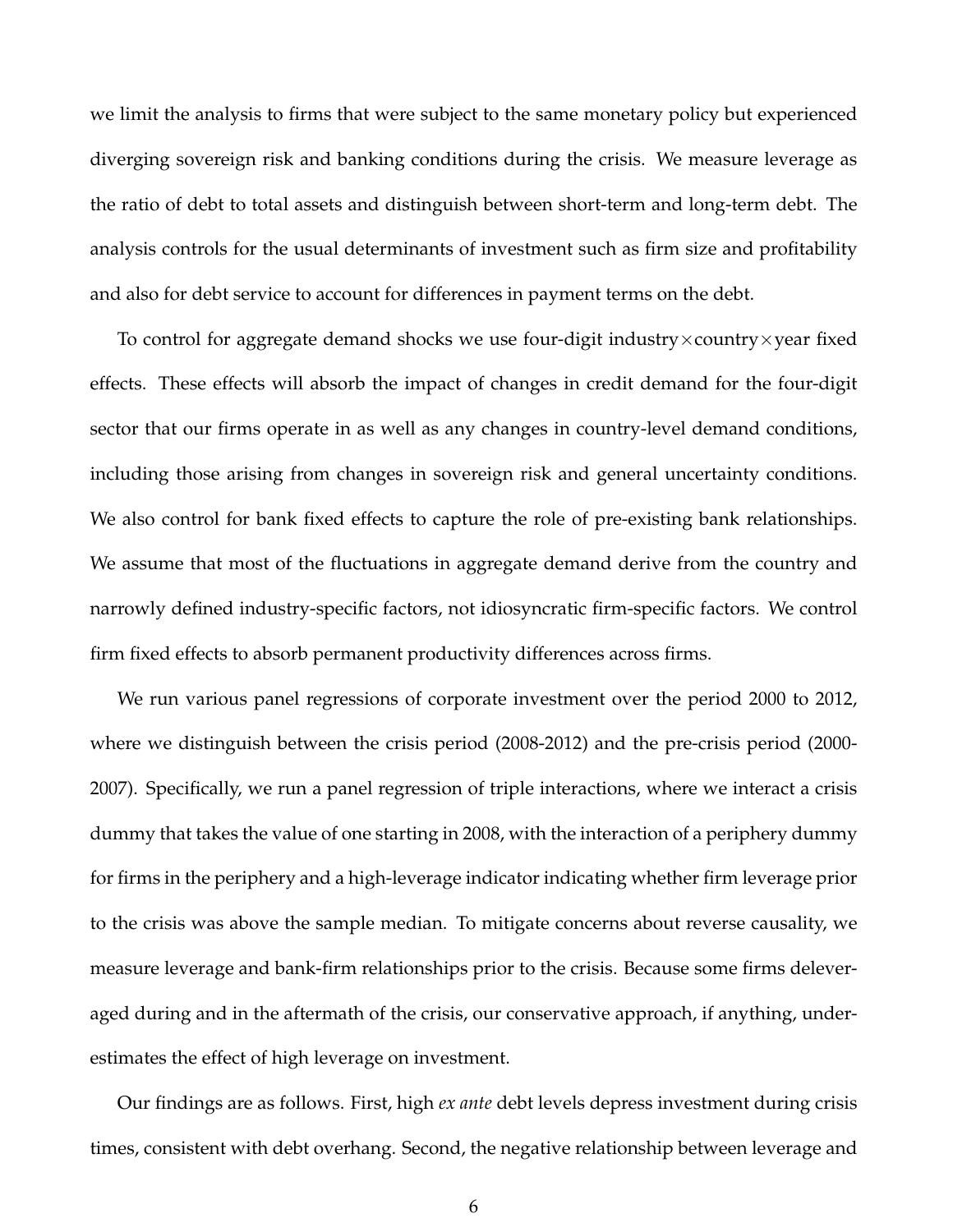we limit the analysis to firms that were subject to the same monetary policy but experienced diverging sovereign risk and banking conditions during the crisis. We measure leverage as the ratio of debt to total assets and distinguish between short-term and long-term debt. The analysis controls for the usual determinants of investment such as firm size and profitability and also for debt service to account for differences in payment terms on the debt.

To control for aggregate demand shocks we use four-digit industry×country×year fixed effects. These effects will absorb the impact of changes in credit demand for the four-digit sector that our firms operate in as well as any changes in country-level demand conditions, including those arising from changes in sovereign risk and general uncertainty conditions. We also control for bank fixed effects to capture the role of pre-existing bank relationships. We assume that most of the fluctuations in aggregate demand derive from the country and narrowly defined industry-specific factors, not idiosyncratic firm-specific factors. We control firm fixed effects to absorb permanent productivity differences across firms.

We run various panel regressions of corporate investment over the period 2000 to 2012, where we distinguish between the crisis period (2008-2012) and the pre-crisis period (2000-2007). Specifically, we run a panel regression of triple interactions, where we interact a crisis dummy that takes the value of one starting in 2008, with the interaction of a periphery dummy for firms in the periphery and a high-leverage indicator indicating whether firm leverage prior to the crisis was above the sample median. To mitigate concerns about reverse causality, we measure leverage and bank-firm relationships prior to the crisis. Because some firms deleveraged during and in the aftermath of the crisis, our conservative approach, if anything, underestimates the effect of high leverage on investment.

Our findings are as follows. First, high *ex ante* debt levels depress investment during crisis times, consistent with debt overhang. Second, the negative relationship between leverage and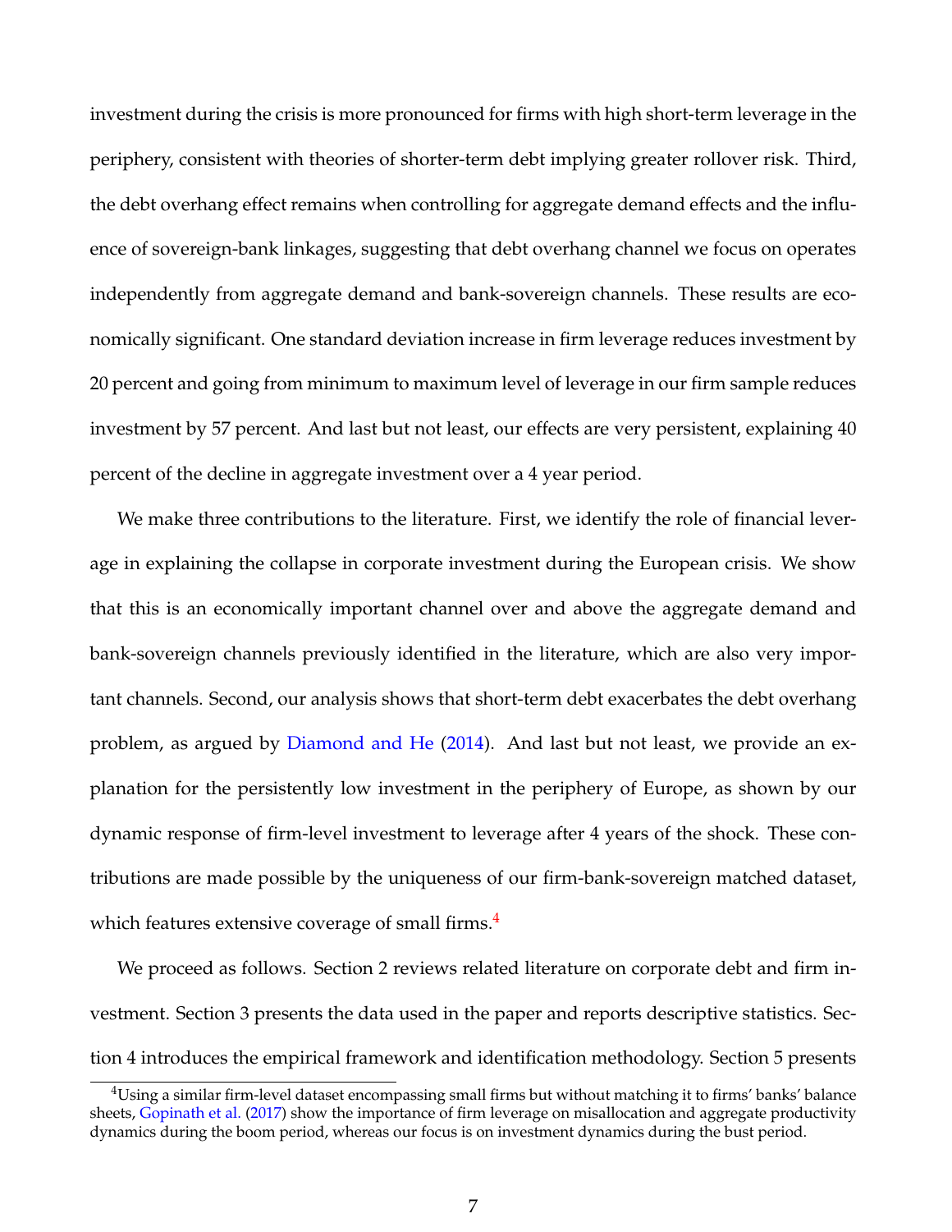investment during the crisis is more pronounced for firms with high short-term leverage in the periphery, consistent with theories of shorter-term debt implying greater rollover risk. Third, the debt overhang effect remains when controlling for aggregate demand effects and the influence of sovereign-bank linkages, suggesting that debt overhang channel we focus on operates independently from aggregate demand and bank-sovereign channels. These results are economically significant. One standard deviation increase in firm leverage reduces investment by 20 percent and going from minimum to maximum level of leverage in our firm sample reduces investment by 57 percent. And last but not least, our effects are very persistent, explaining 40 percent of the decline in aggregate investment over a 4 year period.

We make three contributions to the literature. First, we identify the role of financial leverage in explaining the collapse in corporate investment during the European crisis. We show that this is an economically important channel over and above the aggregate demand and bank-sovereign channels previously identified in the literature, which are also very important channels. Second, our analysis shows that short-term debt exacerbates the debt overhang problem, as argued by Diamond and He (2014). And last but not least, we provide an explanation for the persistently low investment in the periphery of Europe, as shown by our dynamic response of firm-level investment to leverage after 4 years of the shock. These contributions are made possible by the uniqueness of our firm-bank-sovereign matched dataset, which features extensive coverage of small firms.[4]

We proceed as follows. Section 2 reviews related literature on corporate debt and firm investment. Section 3 presents the data used in the paper and reports descriptive statistics. Section 4 introduces the empirical framework and identification methodology. Section 5 presents

[4] Using a similar firm-level dataset encompassing small firms but without matching it to firms' banks' balance sheets, Gopinath et al. (2017) show the importance of firm leverage on misallocation and aggregate productivity dynamics during the boom period, whereas our focus is on investment dynamics during the bust period.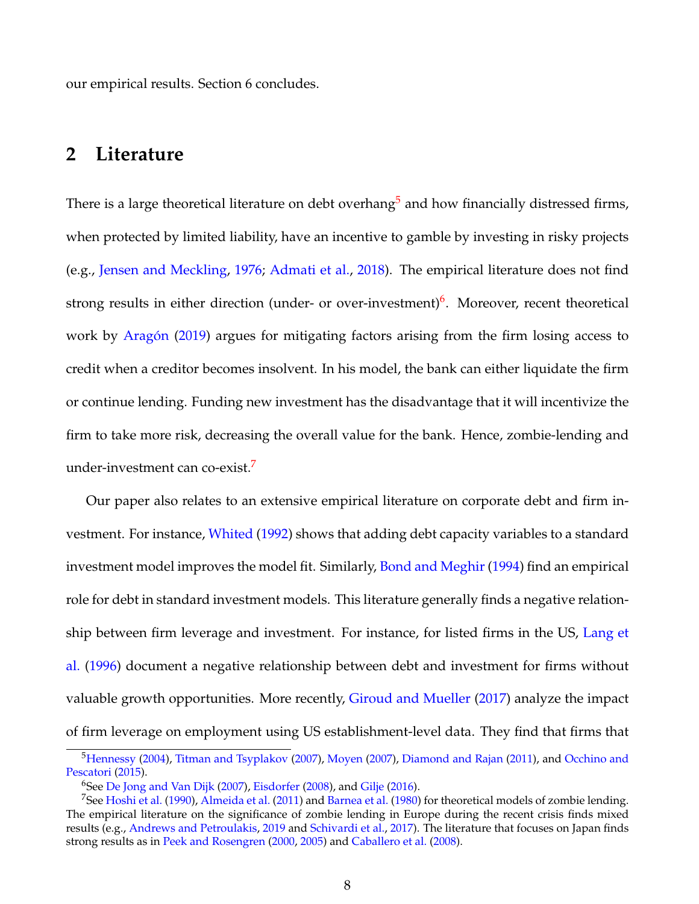our empirical results. Section 6 concludes.

## 2 Literature

There is a large theoretical literature on debt overhang[5] and how financially distressed firms, when protected by limited liability, have an incentive to gamble by investing in risky projects (e.g., Jensen and Meckling, 1976; Admati et al., 2018). The empirical literature does not find strong results in either direction (under- or over-investment)[6]. Moreover, recent theoretical work by Aragón (2019) argues for mitigating factors arising from the firm losing access to credit when a creditor becomes insolvent. In his model, the bank can either liquidate the firm or continue lending. Funding new investment has the disadvantage that it will incentivize the firm to take more risk, decreasing the overall value for the bank. Hence, zombie-lending and under-investment can co-exist.[7]

Our paper also relates to an extensive empirical literature on corporate debt and firm investment. For instance, Whited (1992) shows that adding debt capacity variables to a standard investment model improves the model fit. Similarly, Bond and Meghir (1994) find an empirical role for debt in standard investment models. This literature generally finds a negative relationship between firm leverage and investment. For instance, for listed firms in the US, Lang et al. (1996) document a negative relationship between debt and investment for firms without valuable growth opportunities. More recently, Giroud and Mueller (2017) analyze the impact of firm leverage on employment using US establishment-level data. They find that firms that

[5] Hennessy (2004), Titman and Tsyplakov (2007), Moyen (2007), Diamond and Rajan (2011), and Occhino and Pescatori (2015).

[6] See De Jong and Van Dijk (2007), Eisdorfer (2008), and Gilje (2016).

[7] See Hoshi et al. (1990), Almeida et al. (2011) and Barnea et al. (1980) for theoretical models of zombie lending. The empirical literature on the significance of zombie lending in Europe during the recent crisis finds mixed results (e.g., Andrews and Petroulakis, 2019 and Schivardi et al., 2017). The literature that focuses on Japan finds strong results as in Peek and Rosengren (2000, 2005) and Caballero et al. (2008).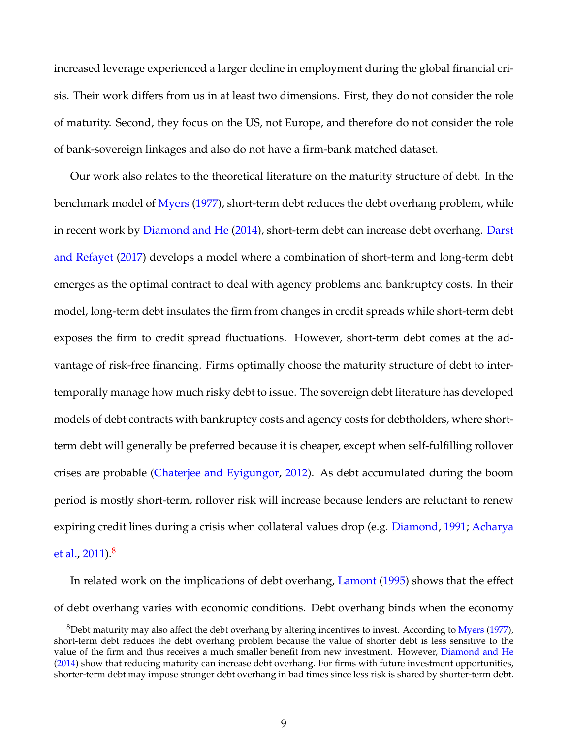increased leverage experienced a larger decline in employment during the global financial crisis. Their work differs from us in at least two dimensions. First, they do not consider the role of maturity. Second, they focus on the US, not Europe, and therefore do not consider the role of bank-sovereign linkages and also do not have a firm-bank matched dataset.

Our work also relates to the theoretical literature on the maturity structure of debt. In the benchmark model of Myers (1977), short-term debt reduces the debt overhang problem, while in recent work by Diamond and He (2014), short-term debt can increase debt overhang. Darst and Refayet (2017) develops a model where a combination of short-term and long-term debt emerges as the optimal contract to deal with agency problems and bankruptcy costs. In their model, long-term debt insulates the firm from changes in credit spreads while short-term debt exposes the firm to credit spread fluctuations. However, short-term debt comes at the advantage of risk-free financing. Firms optimally choose the maturity structure of debt to intertemporally manage how much risky debt to issue. The sovereign debt literature has developed models of debt contracts with bankruptcy costs and agency costs for debtholders, where short-term debt will generally be preferred because it is cheaper, except when self-fulfilling rollover crises are probable (Chaterjee and Eyigungor, 2012). As debt accumulated during the boom period is mostly short-term, rollover risk will increase because lenders are reluctant to renew expiring credit lines during a crisis when collateral values drop (e.g. Diamond, 1991; Acharya et al., 2011).[8]

In related work on the implications of debt overhang, Lamont (1995) shows that the effect of debt overhang varies with economic conditions. Debt overhang binds when the economy

[8]Debt maturity may also affect the debt overhang by altering incentives to invest. According to Myers (1977), short-term debt reduces the debt overhang problem because the value of shorter debt is less sensitive to the value of the firm and thus receives a much smaller benefit from new investment. However, Diamond and He (2014) show that reducing maturity can increase debt overhang. For firms with future investment opportunities, shorter-term debt may impose stronger debt overhang in bad times since less risk is shared by shorter-term debt.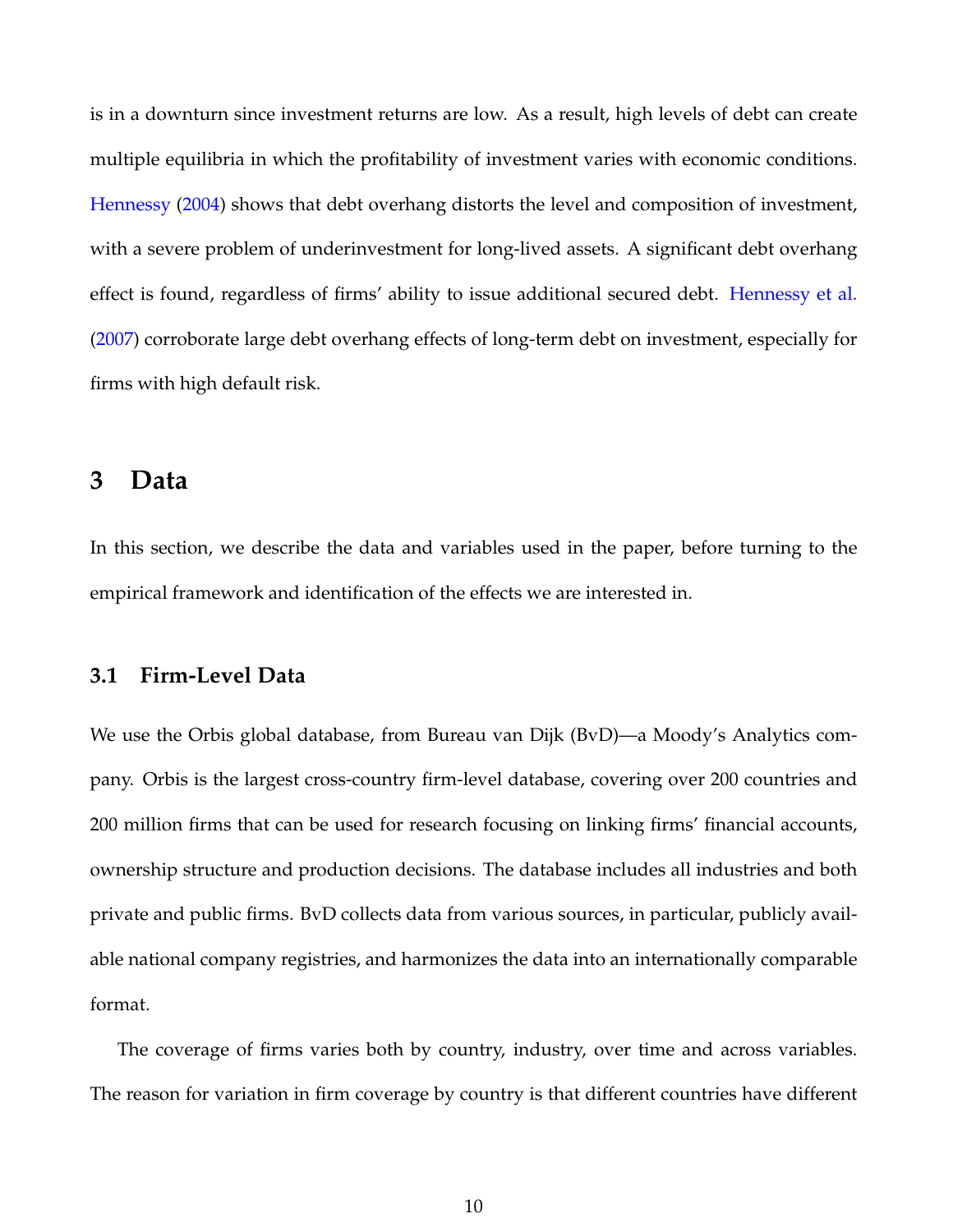is in a downturn since investment returns are low. As a result, high levels of debt can create multiple equilibria in which the profitability of investment varies with economic conditions. Hennessy (2004) shows that debt overhang distorts the level and composition of investment, with a severe problem of underinvestment for long-lived assets. A significant debt overhang effect is found, regardless of firms' ability to issue additional secured debt. Hennessy et al. (2007) corroborate large debt overhang effects of long-term debt on investment, especially for firms with high default risk.

## 3 Data

In this section, we describe the data and variables used in the paper, before turning to the empirical framework and identification of the effects we are interested in.

### 3.1 Firm-Level Data

We use the Orbis global database, from Bureau van Dijk (BvD)—a Moody's Analytics company. Orbis is the largest cross-country firm-level database, covering over 200 countries and 200 million firms that can be used for research focusing on linking firms' financial accounts, ownership structure and production decisions. The database includes all industries and both private and public firms. BvD collects data from various sources, in particular, publicly available national company registries, and harmonizes the data into an internationally comparable format.

The coverage of firms varies both by country, industry, over time and across variables. The reason for variation in firm coverage by country is that different countries have different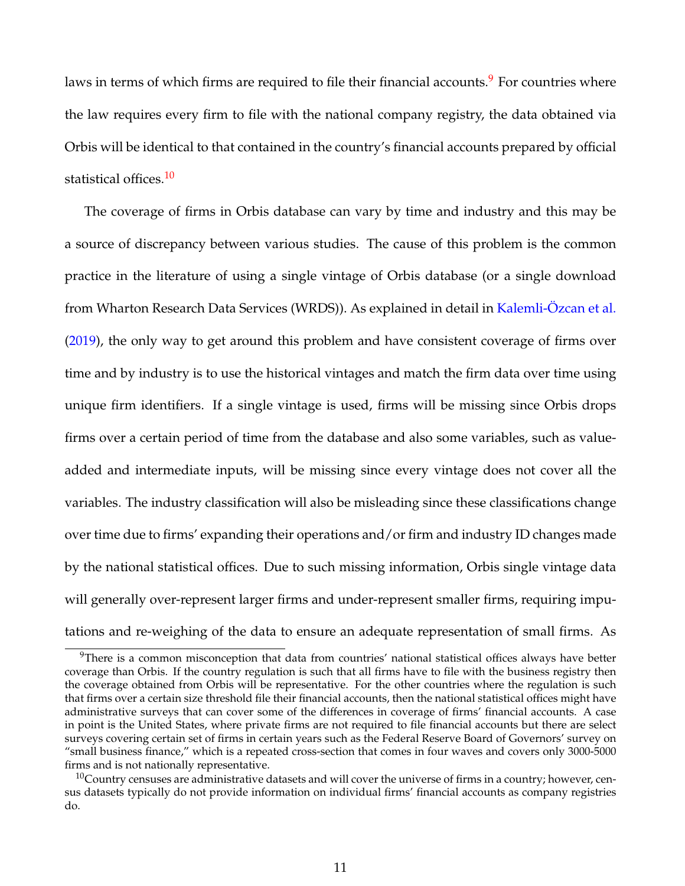laws in terms of which firms are required to file their financial accounts.[9] For countries where the law requires every firm to file with the national company registry, the data obtained via Orbis will be identical to that contained in the country's financial accounts prepared by official statistical offices.[10]

The coverage of firms in Orbis database can vary by time and industry and this may be a source of discrepancy between various studies. The cause of this problem is the common practice in the literature of using a single vintage of Orbis database (or a single download from Wharton Research Data Services (WRDS)). As explained in detail in Kalemli-Özcan et al. (2019), the only way to get around this problem and have consistent coverage of firms over time and by industry is to use the historical vintages and match the firm data over time using unique firm identifiers. If a single vintage is used, firms will be missing since Orbis drops firms over a certain period of time from the database and also some variables, such as value-added and intermediate inputs, will be missing since every vintage does not cover all the variables. The industry classification will also be misleading since these classifications change over time due to firms' expanding their operations and/or firm and industry ID changes made by the national statistical offices. Due to such missing information, Orbis single vintage data will generally over-represent larger firms and under-represent smaller firms, requiring imputations and re-weighing of the data to ensure an adequate representation of small firms. As

[9] There is a common misconception that data from countries' national statistical offices always have better coverage than Orbis. If the country regulation is such that all firms have to file with the business registry then the coverage obtained from Orbis will be representative. For the other countries where the regulation is such that firms over a certain size threshold file their financial accounts, then the national statistical offices might have administrative surveys that can cover some of the differences in coverage of firms' financial accounts. A case in point is the United States, where private firms are not required to file financial accounts but there are select surveys covering certain set of firms in certain years such as the Federal Reserve Board of Governors' survey on "small business finance," which is a repeated cross-section that comes in four waves and covers only 3000-5000 firms and is not nationally representative.

[10] Country censuses are administrative datasets and will cover the universe of firms in a country; however, census datasets typically do not provide information on individual firms' financial accounts as company registries do.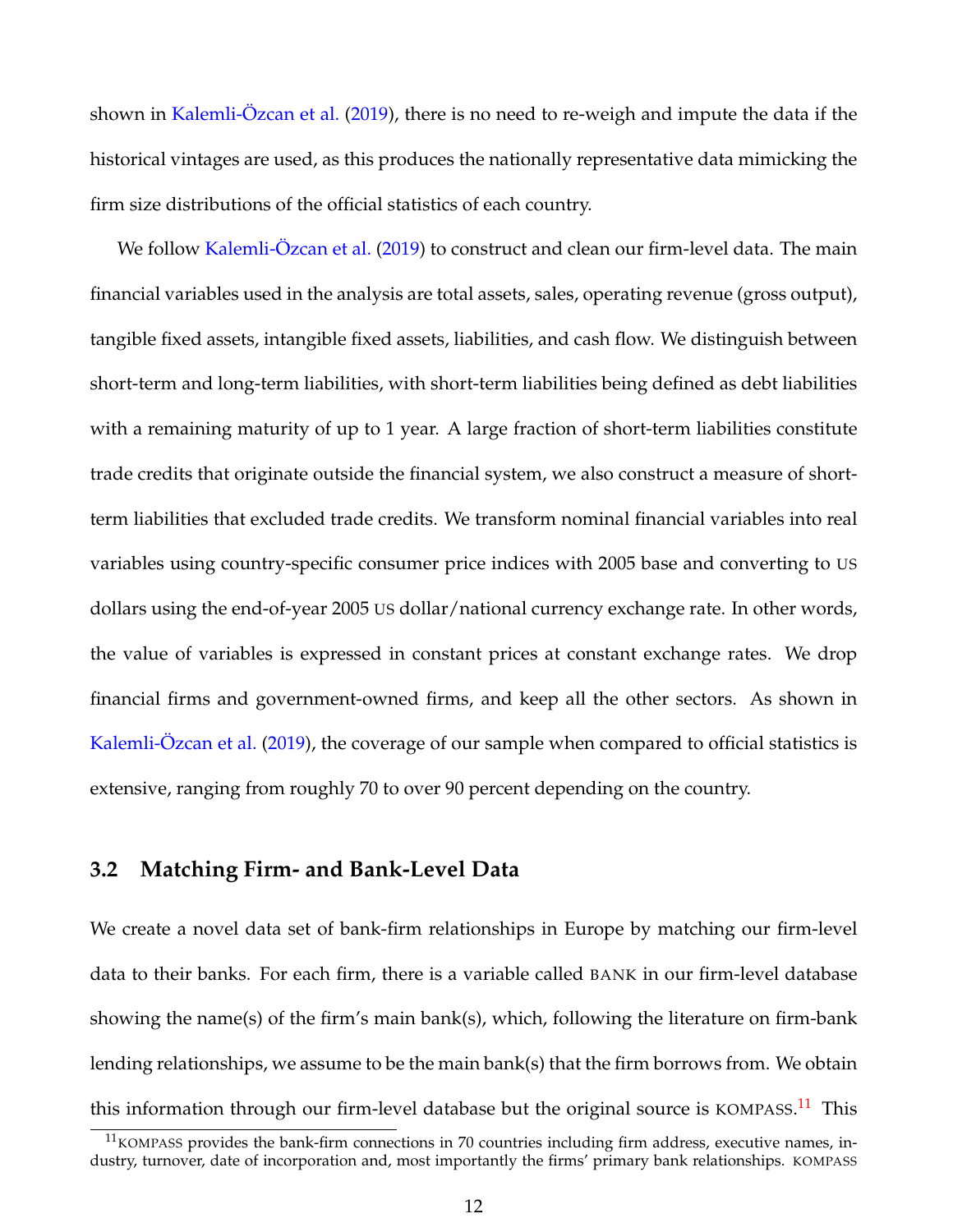shown in Kalemli-Özcan et al. (2019), there is no need to re-weigh and impute the data if the historical vintages are used, as this produces the nationally representative data mimicking the firm size distributions of the official statistics of each country.

We follow Kalemli-Özcan et al. (2019) to construct and clean our firm-level data. The main financial variables used in the analysis are total assets, sales, operating revenue (gross output), tangible fixed assets, intangible fixed assets, liabilities, and cash flow. We distinguish between short-term and long-term liabilities, with short-term liabilities being defined as debt liabilities with a remaining maturity of up to 1 year. A large fraction of short-term liabilities constitute trade credits that originate outside the financial system, we also construct a measure of short-term liabilities that excluded trade credits. We transform nominal financial variables into real variables using country-specific consumer price indices with 2005 base and converting to US dollars using the end-of-year 2005 US dollar/national currency exchange rate. In other words, the value of variables is expressed in constant prices at constant exchange rates. We drop financial firms and government-owned firms, and keep all the other sectors. As shown in Kalemli-Özcan et al. (2019), the coverage of our sample when compared to official statistics is extensive, ranging from roughly 70 to over 90 percent depending on the country.

## 3.2 Matching Firm- and Bank-Level Data

We create a novel data set of bank-firm relationships in Europe by matching our firm-level data to their banks. For each firm, there is a variable called BANK in our firm-level database showing the name(s) of the firm's main bank(s), which, following the literature on firm-bank lending relationships, we assume to be the main bank(s) that the firm borrows from. We obtain this information through our firm-level database but the original source is KOMPASS.[11] This

[11] KOMPASS provides the bank-firm connections in 70 countries including firm address, executive names, industry, turnover, date of incorporation and, most importantly the firms' primary bank relationships. KOMPASS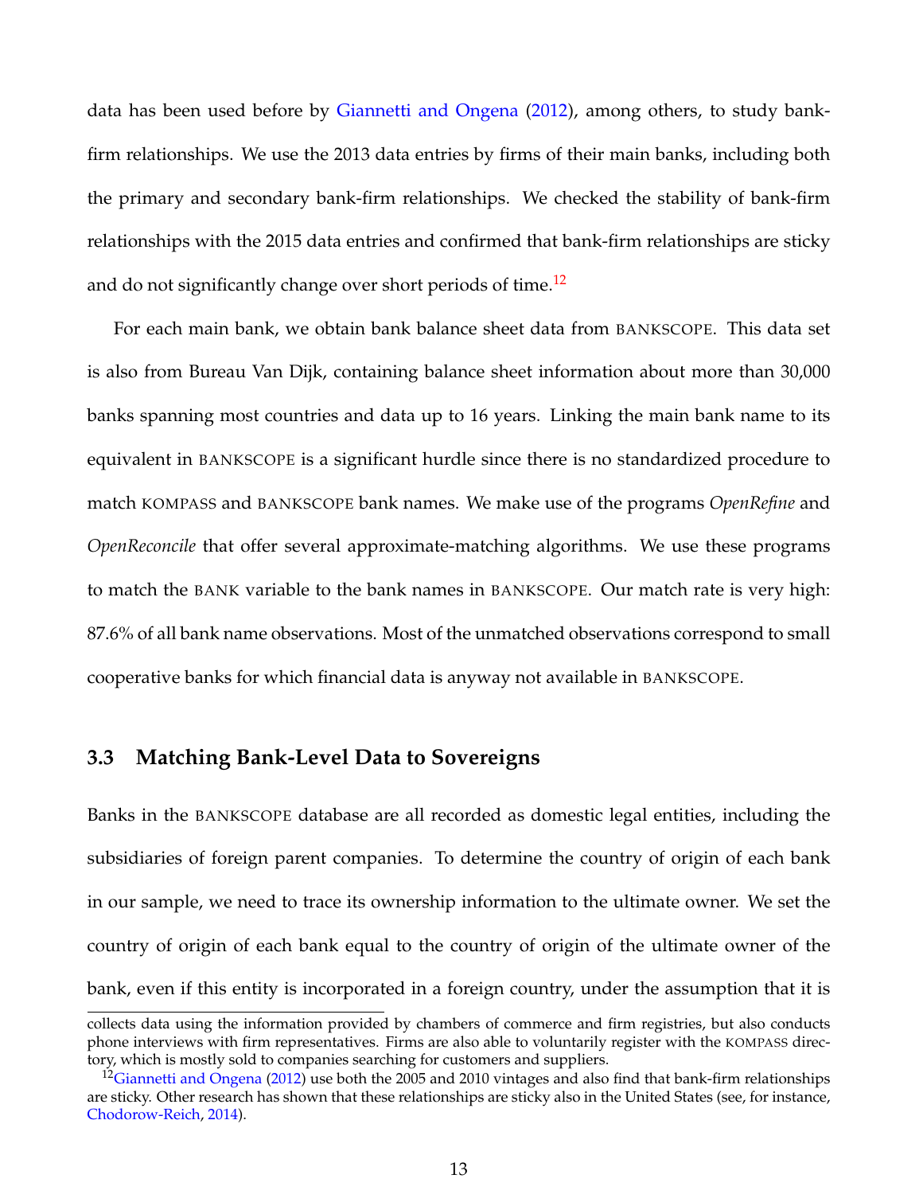data has been used before by Giannetti and Ongena (2012), among others, to study bank-firm relationships. We use the 2013 data entries by firms of their main banks, including both the primary and secondary bank-firm relationships. We checked the stability of bank-firm relationships with the 2015 data entries and confirmed that bank-firm relationships are sticky and do not significantly change over short periods of time.[12]

For each main bank, we obtain bank balance sheet data from BANKSCOPE. This data set is also from Bureau Van Dijk, containing balance sheet information about more than 30,000 banks spanning most countries and data up to 16 years. Linking the main bank name to its equivalent in BANKSCOPE is a significant hurdle since there is no standardized procedure to match KOMPASS and BANKSCOPE bank names. We make use of the programs *OpenRefine* and *OpenReconcile* that offer several approximate-matching algorithms. We use these programs to match the BANK variable to the bank names in BANKSCOPE. Our match rate is very high: 87.6% of all bank name observations. Most of the unmatched observations correspond to small cooperative banks for which financial data is anyway not available in BANKSCOPE.

### 3.3 Matching Bank-Level Data to Sovereigns

Banks in the BANKSCOPE database are all recorded as domestic legal entities, including the subsidiaries of foreign parent companies. To determine the country of origin of each bank in our sample, we need to trace its ownership information to the ultimate owner. We set the country of origin of each bank equal to the country of origin of the ultimate owner of the bank, even if this entity is incorporated in a foreign country, under the assumption that it is

---

collects data using the information provided by chambers of commerce and firm registries, but also conducts phone interviews with firm representatives. Firms are also able to voluntarily register with the KOMPASS directory, which is mostly sold to companies searching for customers and suppliers.

[12] Giannetti and Ongena (2012) use both the 2005 and 2010 vintages and also find that bank-firm relationships are sticky. Other research has shown that these relationships are sticky also in the United States (see, for instance, Chodorow-Reich, 2014).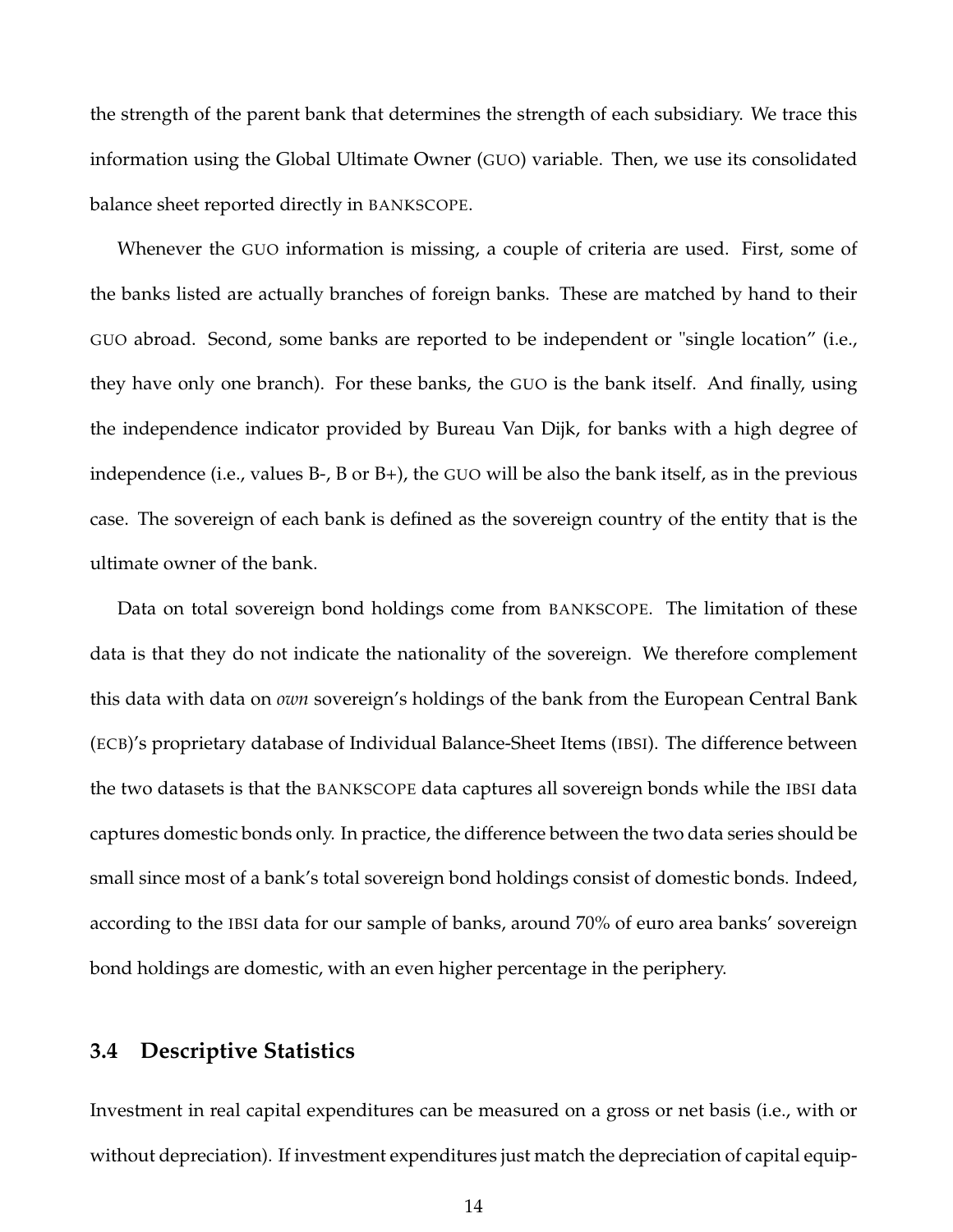the strength of the parent bank that determines the strength of each subsidiary. We trace this information using the Global Ultimate Owner (GUO) variable. Then, we use its consolidated balance sheet reported directly in BANKSCOPE.

Whenever the GUO information is missing, a couple of criteria are used. First, some of the banks listed are actually branches of foreign banks. These are matched by hand to their GUO abroad. Second, some banks are reported to be independent or "single location" (i.e., they have only one branch). For these banks, the GUO is the bank itself. And finally, using the independence indicator provided by Bureau Van Dijk, for banks with a high degree of independence (i.e., values B-, B or B+), the GUO will be also the bank itself, as in the previous case. The sovereign of each bank is defined as the sovereign country of the entity that is the ultimate owner of the bank.

Data on total sovereign bond holdings come from BANKSCOPE. The limitation of these data is that they do not indicate the nationality of the sovereign. We therefore complement this data with data on *own* sovereign's holdings of the bank from the European Central Bank (ECB)'s proprietary database of Individual Balance-Sheet Items (IBSI). The difference between the two datasets is that the BANKSCOPE data captures all sovereign bonds while the IBSI data captures domestic bonds only. In practice, the difference between the two data series should be small since most of a bank's total sovereign bond holdings consist of domestic bonds. Indeed, according to the IBSI data for our sample of banks, around 70% of euro area banks' sovereign bond holdings are domestic, with an even higher percentage in the periphery.

### 3.4 Descriptive Statistics

Investment in real capital expenditures can be measured on a gross or net basis (i.e., with or without depreciation). If investment expenditures just match the depreciation of capital equip-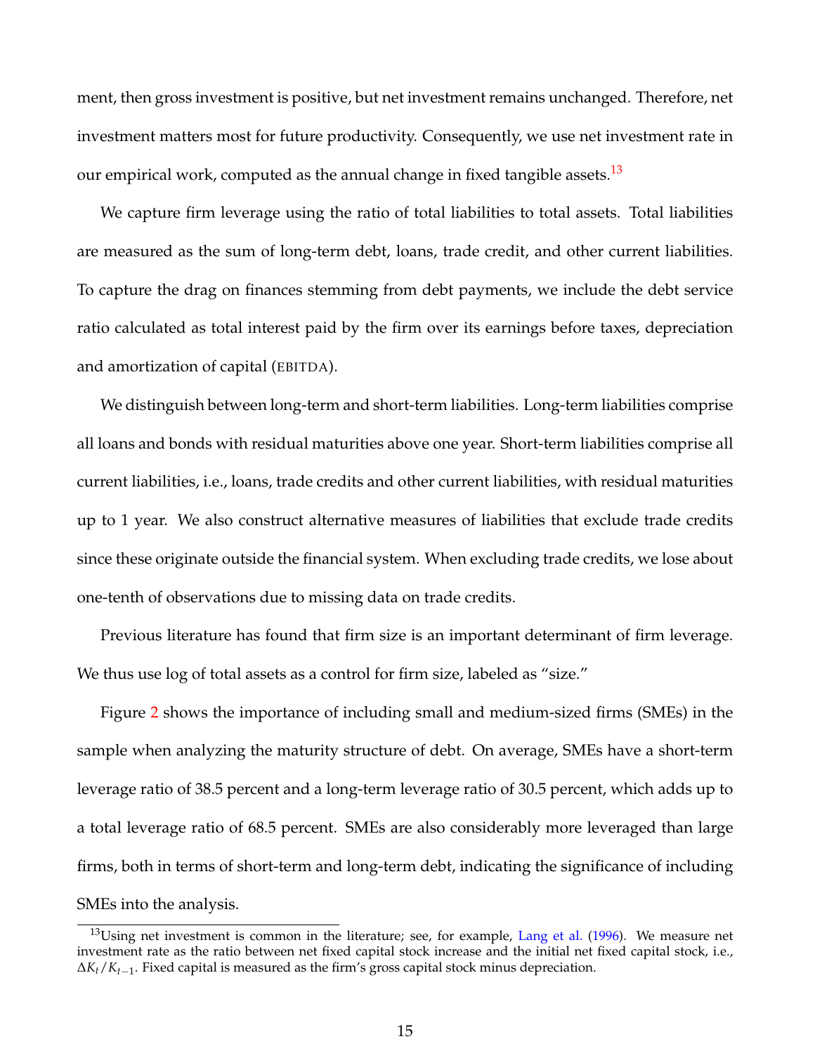ment, then gross investment is positive, but net investment remains unchanged. Therefore, net investment matters most for future productivity. Consequently, we use net investment rate in our empirical work, computed as the annual change in fixed tangible assets.[13]

We capture firm leverage using the ratio of total liabilities to total assets. Total liabilities are measured as the sum of long-term debt, loans, trade credit, and other current liabilities. To capture the drag on finances stemming from debt payments, we include the debt service ratio calculated as total interest paid by the firm over its earnings before taxes, depreciation and amortization of capital (EBITDA).

We distinguish between long-term and short-term liabilities. Long-term liabilities comprise all loans and bonds with residual maturities above one year. Short-term liabilities comprise all current liabilities, i.e., loans, trade credits and other current liabilities, with residual maturities up to 1 year. We also construct alternative measures of liabilities that exclude trade credits since these originate outside the financial system. When excluding trade credits, we lose about one-tenth of observations due to missing data on trade credits.

Previous literature has found that firm size is an important determinant of firm leverage. We thus use log of total assets as a control for firm size, labeled as "size."

Figure 2 shows the importance of including small and medium-sized firms (SMEs) in the sample when analyzing the maturity structure of debt. On average, SMEs have a short-term leverage ratio of 38.5 percent and a long-term leverage ratio of 30.5 percent, which adds up to a total leverage ratio of 68.5 percent. SMEs are also considerably more leveraged than large firms, both in terms of short-term and long-term debt, indicating the significance of including SMEs into the analysis.

[13] Using net investment is common in the literature; see, for example, Lang et al. (1996). We measure net investment rate as the ratio between net fixed capital stock increase and the initial net fixed capital stock, i.e., $\Delta K_t / K_{t-1}$. Fixed capital is measured as the firm's gross capital stock minus depreciation.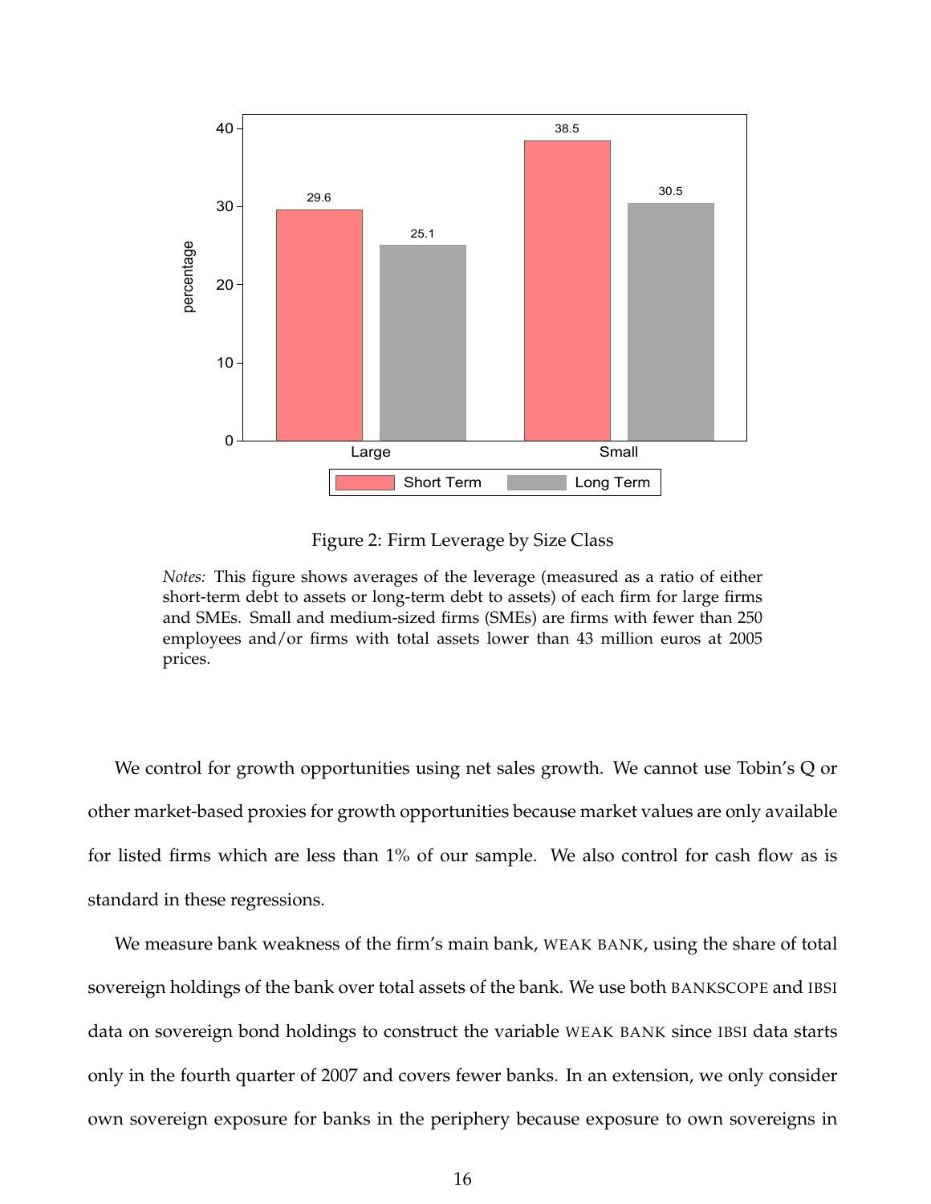Figure 2: Firm Leverage by Size Class

*Notes:* This figure shows averages of the leverage (measured as a ratio of either short-term debt to assets or long-term debt to assets) of each firm for large firms and SMEs. Small and medium-sized firms (SMEs) are firms with fewer than 250 employees and/or firms with total assets lower than 43 million euros at 2005 prices.

We control for growth opportunities using net sales growth. We cannot use Tobin's Q or other market-based proxies for growth opportunities because market values are only available for listed firms which are less than 1% of our sample. We also control for cash flow as is standard in these regressions.

We measure bank weakness of the firm's main bank, WEAK BANK, using the share of total sovereign holdings of the bank over total assets of the bank. We use both BANKSCOPE and IBSI data on sovereign bond holdings to construct the variable WEAK BANK since IBSI data starts only in the fourth quarter of 2007 and covers fewer banks. In an extension, we only consider own sovereign exposure for banks in the periphery because exposure to own sovereigns in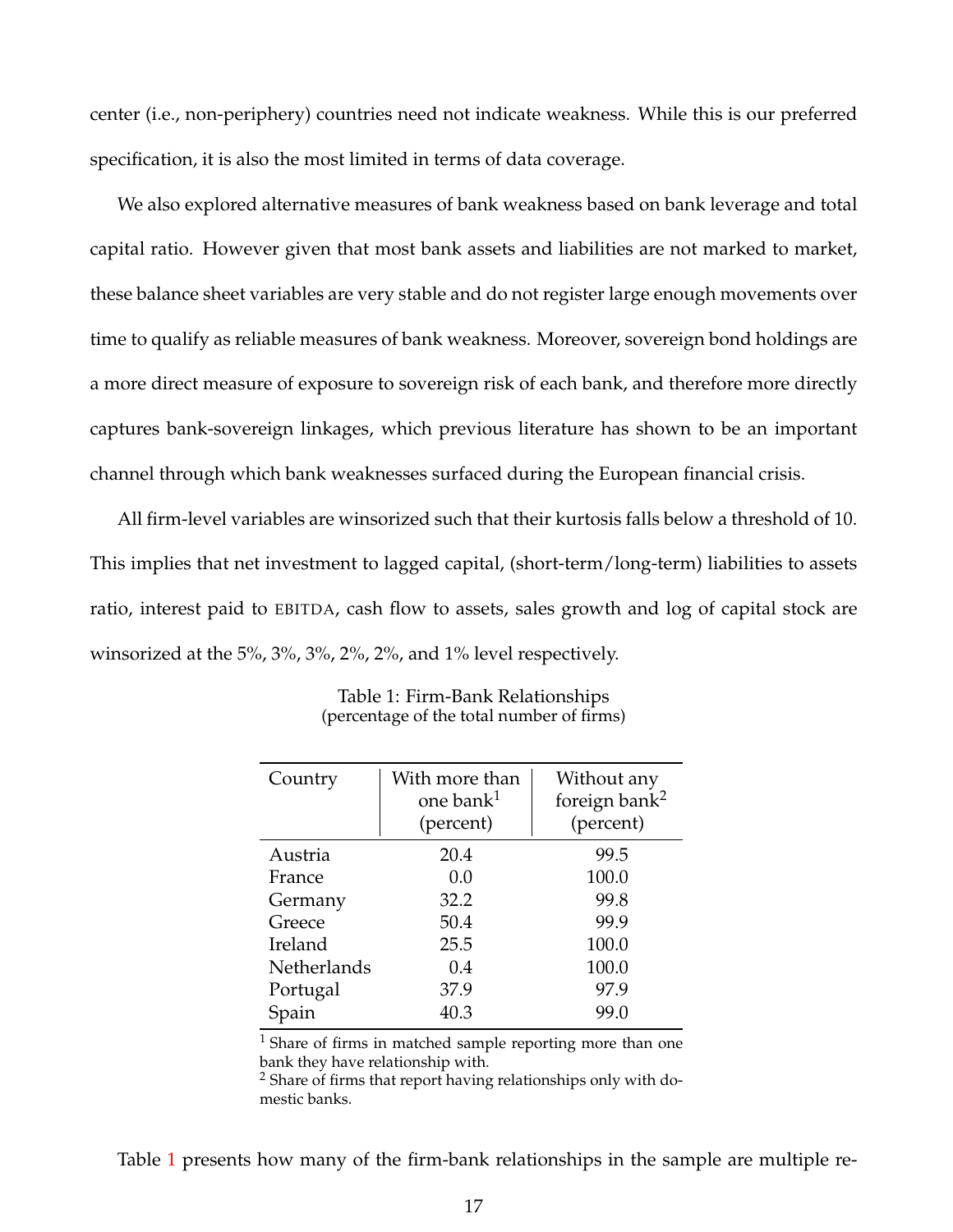center (i.e., non-periphery) countries need not indicate weakness. While this is our preferred specification, it is also the most limited in terms of data coverage.

We also explored alternative measures of bank weakness based on bank leverage and total capital ratio. However given that most bank assets and liabilities are not marked to market, these balance sheet variables are very stable and do not register large enough movements over time to qualify as reliable measures of bank weakness. Moreover, sovereign bond holdings are a more direct measure of exposure to sovereign risk of each bank, and therefore more directly captures bank-sovereign linkages, which previous literature has shown to be an important channel through which bank weaknesses surfaced during the European financial crisis.

All firm-level variables are winsorized such that their kurtosis falls below a threshold of 10. This implies that net investment to lagged capital, (short-term/long-term) liabilities to assets ratio, interest paid to EBITDA, cash flow to assets, sales growth and log of capital stock are winsorized at the 5%, 3%, 3%, 2%, 2%, and 1% level respectively.

Table 1: Firm-Bank Relationships
(percentage of the total number of firms)

| Country | With more than one bank[1] (percent) | Without any foreign bank[2] (percent) |
|---|---|---|
| Austria | 20.4 | 99.5 |
| France | 0.0 | 100.0 |
| Germany | 32.2 | 99.8 |
| Greece | 50.4 | 99.9 |
| Ireland | 25.5 | 100.0 |
| Netherlands | 0.4 | 100.0 |
| Portugal | 37.9 | 97.9 |
| Spain | 40.3 | 99.0 |

[1] Share of firms in matched sample reporting more than one bank they have relationship with.
[2] Share of firms that report having relationships only with domestic banks.

Table 1 presents how many of the firm-bank relationships in the sample are multiple re-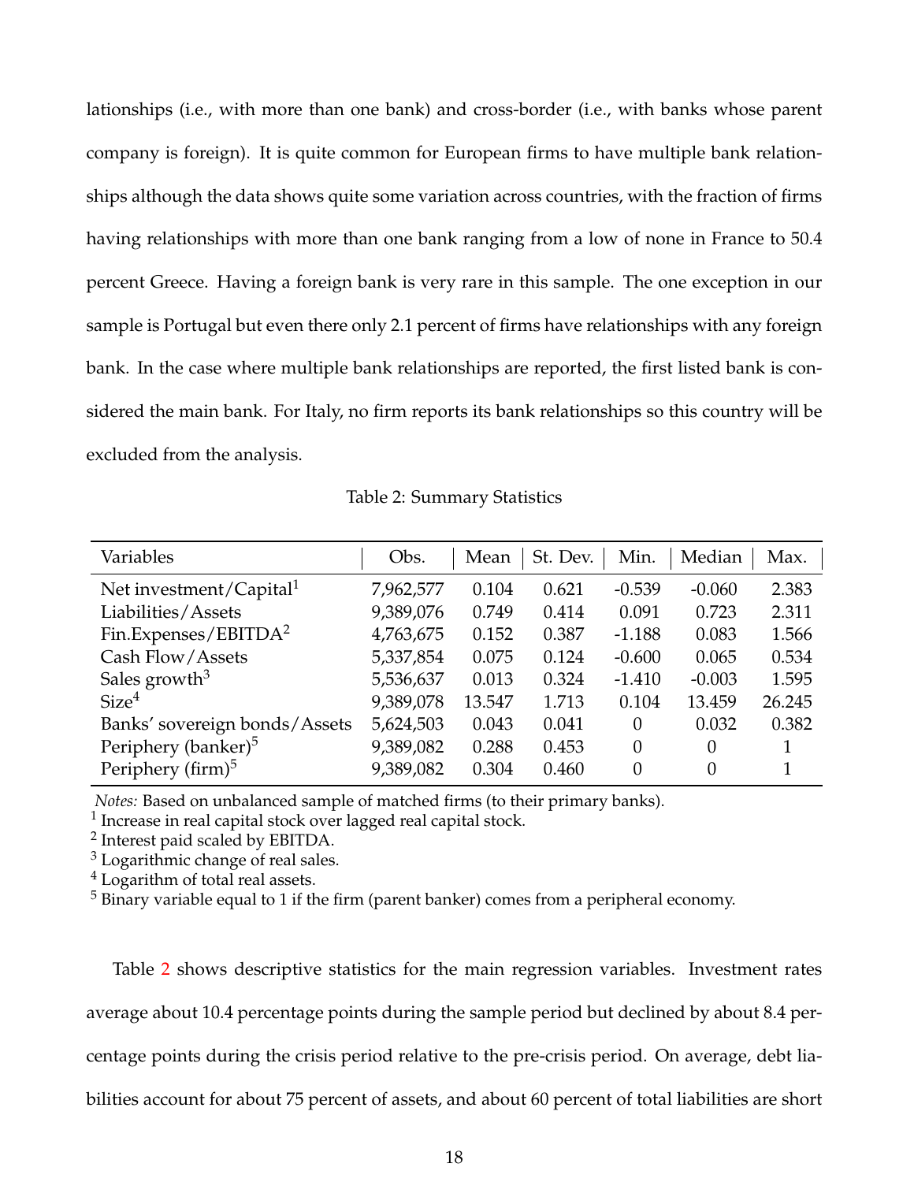lationships (i.e., with more than one bank) and cross-border (i.e., with banks whose parent company is foreign). It is quite common for European firms to have multiple bank relationships although the data shows quite some variation across countries, with the fraction of firms having relationships with more than one bank ranging from a low of none in France to 50.4 percent Greece. Having a foreign bank is very rare in this sample. The one exception in our sample is Portugal but even there only 2.1 percent of firms have relationships with any foreign bank. In the case where multiple bank relationships are reported, the first listed bank is considered the main bank. For Italy, no firm reports its bank relationships so this country will be excluded from the analysis.

Table 2: Summary Statistics

| Variables | Obs. | Mean | St. Dev. | Min. | Median | Max. |
|---|---|---|---|---|---|---|
| Net investment/Capital[1] | 7,962,577 | 0.104 | 0.621 | -0.539 | -0.060 | 2.383 |
| Liabilities/Assets | 9,389,076 | 0.749 | 0.414 | 0.091 | 0.723 | 2.311 |
| Fin.Expenses/EBITDA[2] | 4,763,675 | 0.152 | 0.387 | -1.188 | 0.083 | 1.566 |
| Cash Flow/Assets | 5,337,854 | 0.075 | 0.124 | -0.600 | 0.065 | 0.534 |
| Sales growth[3] | 5,536,637 | 0.013 | 0.324 | -1.410 | -0.003 | 1.595 |
| Size[4] | 9,389,078 | 13.547 | 1.713 | 0.104 | 13.459 | 26.245 |
| Banks' sovereign bonds/Assets | 5,624,503 | 0.043 | 0.041 | 0 | 0.032 | 0.382 |
| Periphery (banker)[5] | 9,389,082 | 0.288 | 0.453 | 0 | 0 | 1 |
| Periphery (firm)[5] | 9,389,082 | 0.304 | 0.460 | 0 | 0 | 1 |

*Notes:* Based on unbalanced sample of matched firms (to their primary banks).
[1] Increase in real capital stock over lagged real capital stock.
[2] Interest paid scaled by EBITDA.
[3] Logarithmic change of real sales.
[4] Logarithm of total real assets.
[5] Binary variable equal to 1 if the firm (parent banker) comes from a peripheral economy.

Table 2 shows descriptive statistics for the main regression variables. Investment rates average about 10.4 percentage points during the sample period but declined by about 8.4 percentage points during the crisis period relative to the pre-crisis period. On average, debt liabilities account for about 75 percent of assets, and about 60 percent of total liabilities are short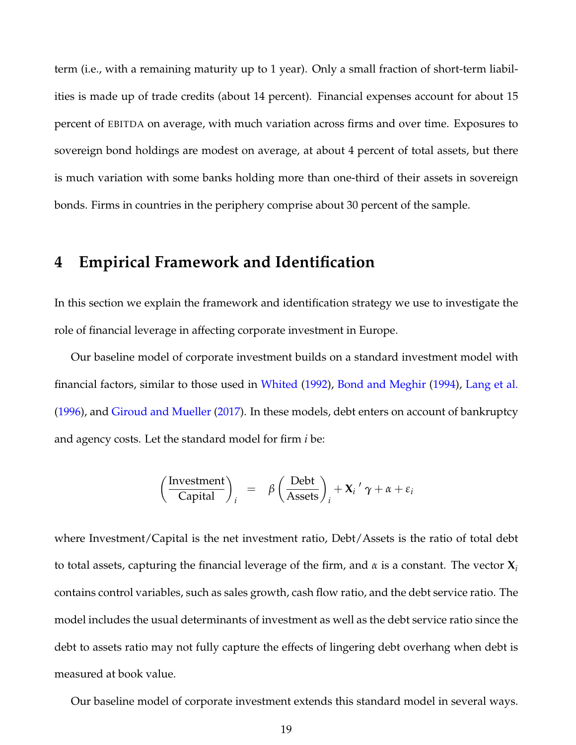term (i.e., with a remaining maturity up to 1 year). Only a small fraction of short-term liabilities is made up of trade credits (about 14 percent). Financial expenses account for about 15 percent of EBITDA on average, with much variation across firms and over time. Exposures to sovereign bond holdings are modest on average, at about 4 percent of total assets, but there is much variation with some banks holding more than one-third of their assets in sovereign bonds. Firms in countries in the periphery comprise about 30 percent of the sample.

# 4 Empirical Framework and Identification

In this section we explain the framework and identification strategy we use to investigate the role of financial leverage in affecting corporate investment in Europe.

Our baseline model of corporate investment builds on a standard investment model with financial factors, similar to those used in Whited (1992), Bond and Meghir (1994), Lang et al. (1996), and Giroud and Mueller (2017). In these models, debt enters on account of bankruptcy and agency costs. Let the standard model for firm $i$ be:

$$\left(\frac{\text{Investment}}{\text{Capital}}\right)_i = \beta \left(\frac{\text{Debt}}{\text{Assets}}\right)_i + \mathbf{X}_i{}' \boldsymbol{\gamma} + \alpha + \varepsilon_i$$

where Investment/Capital is the net investment ratio, Debt/Assets is the ratio of total debt to total assets, capturing the financial leverage of the firm, and $\alpha$ is a constant. The vector $\mathbf{X}_i$ contains control variables, such as sales growth, cash flow ratio, and the debt service ratio. The model includes the usual determinants of investment as well as the debt service ratio since the debt to assets ratio may not fully capture the effects of lingering debt overhang when debt is measured at book value.

Our baseline model of corporate investment extends this standard model in several ways.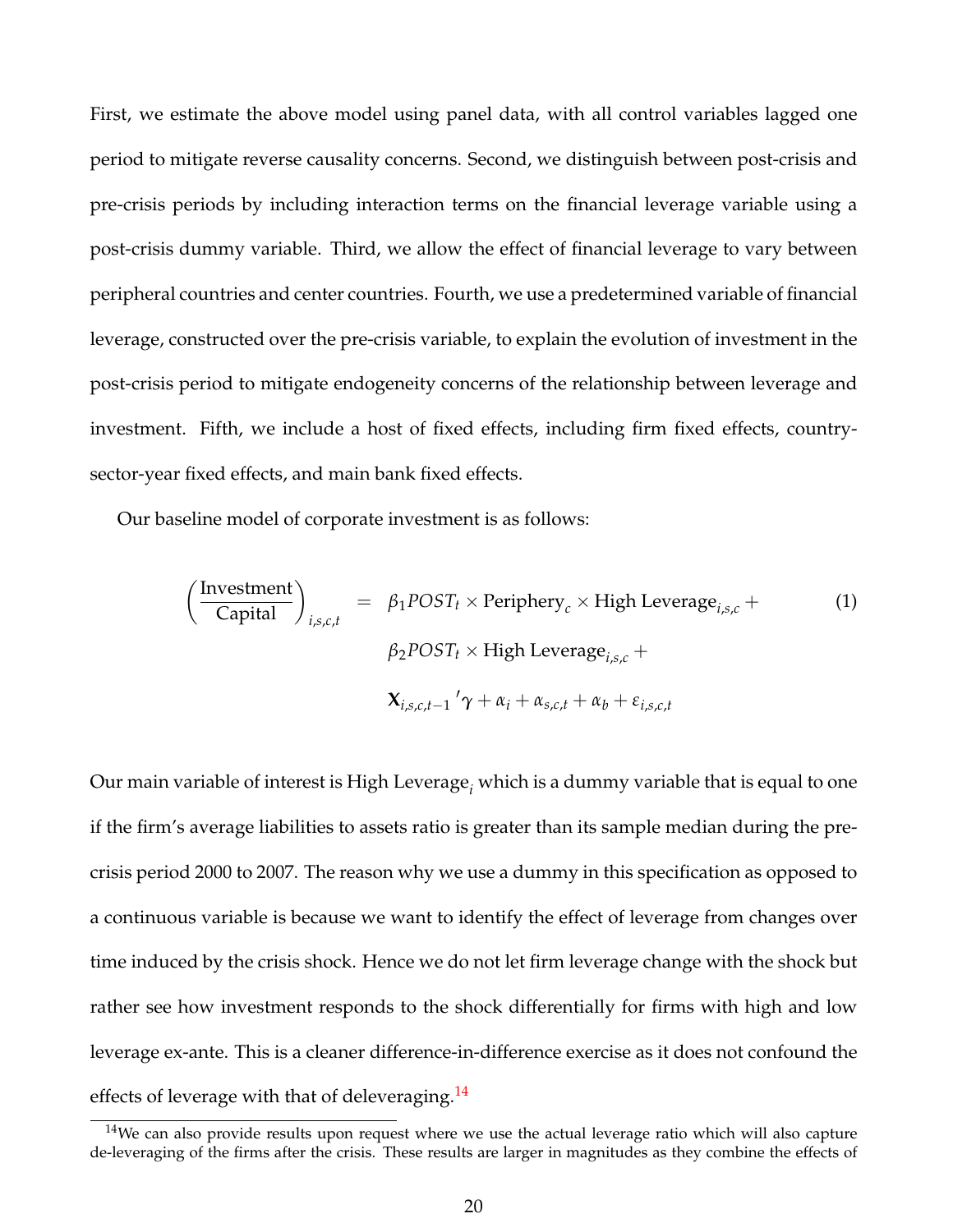First, we estimate the above model using panel data, with all control variables lagged one period to mitigate reverse causality concerns. Second, we distinguish between post-crisis and pre-crisis periods by including interaction terms on the financial leverage variable using a post-crisis dummy variable. Third, we allow the effect of financial leverage to vary between peripheral countries and center countries. Fourth, we use a predetermined variable of financial leverage, constructed over the pre-crisis variable, to explain the evolution of investment in the post-crisis period to mitigate endogeneity concerns of the relationship between leverage and investment. Fifth, we include a host of fixed effects, including firm fixed effects, country-sector-year fixed effects, and main bank fixed effects.

Our baseline model of corporate investment is as follows:

$$
\begin{aligned}
\left(\frac{\text{Investment}}{\text{Capital}}\right)_{i,s,c,t} = \; & \beta_1 POST_t \times \text{Periphery}_c \times \text{High Leverage}_{i,s,c} + \\
& \beta_2 POST_t \times \text{High Leverage}_{i,s,c} + \\
& \mathbf{X}_{i,s,c,t-1}{}'\gamma + \alpha_i + \alpha_{s,c,t} + \alpha_b + \varepsilon_{i,s,c,t}
\end{aligned} \tag{1}
$$

Our main variable of interest is High Leverage$_i$ which is a dummy variable that is equal to one if the firm's average liabilities to assets ratio is greater than its sample median during the pre-crisis period 2000 to 2007. The reason why we use a dummy in this specification as opposed to a continuous variable is because we want to identify the effect of leverage from changes over time induced by the crisis shock. Hence we do not let firm leverage change with the shock but rather see how investment responds to the shock differentially for firms with high and low leverage ex-ante. This is a cleaner difference-in-difference exercise as it does not confound the effects of leverage with that of deleveraging.[14]

[14] We can also provide results upon request where we use the actual leverage ratio which will also capture de-leveraging of the firms after the crisis. These results are larger in magnitudes as they combine the effects of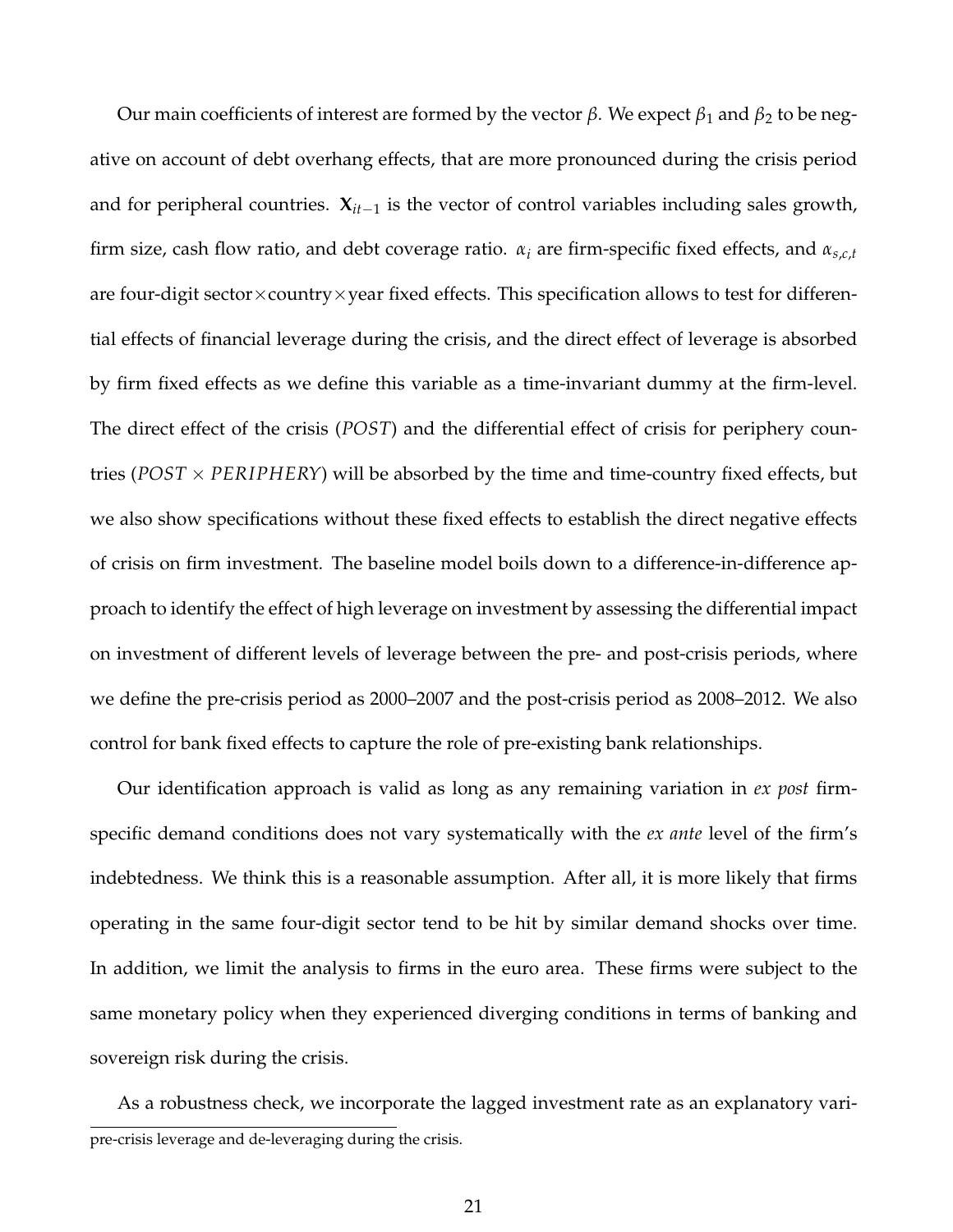Our main coefficients of interest are formed by the vector $\beta$. We expect $\beta_1$ and $\beta_2$ to be negative on account of debt overhang effects, that are more pronounced during the crisis period and for peripheral countries. $\mathbf{X}_{it-1}$ is the vector of control variables including sales growth, firm size, cash flow ratio, and debt coverage ratio. $\alpha_i$ are firm-specific fixed effects, and $\alpha_{s,c,t}$ are four-digit sector$\times$country$\times$year fixed effects. This specification allows to test for differential effects of financial leverage during the crisis, and the direct effect of leverage is absorbed by firm fixed effects as we define this variable as a time-invariant dummy at the firm-level. The direct effect of the crisis (*POST*) and the differential effect of crisis for periphery countries ($POST \times PERIPHERY$) will be absorbed by the time and time-country fixed effects, but we also show specifications without these fixed effects to establish the direct negative effects of crisis on firm investment. The baseline model boils down to a difference-in-difference approach to identify the effect of high leverage on investment by assessing the differential impact on investment of different levels of leverage between the pre- and post-crisis periods, where we define the pre-crisis period as 2000–2007 and the post-crisis period as 2008–2012. We also control for bank fixed effects to capture the role of pre-existing bank relationships.

Our identification approach is valid as long as any remaining variation in *ex post* firm-specific demand conditions does not vary systematically with the *ex ante* level of the firm's indebtedness. We think this is a reasonable assumption. After all, it is more likely that firms operating in the same four-digit sector tend to be hit by similar demand shocks over time. In addition, we limit the analysis to firms in the euro area. These firms were subject to the same monetary policy when they experienced diverging conditions in terms of banking and sovereign risk during the crisis.

As a robustness check, we incorporate the lagged investment rate as an explanatory vari-

pre-crisis leverage and de-leveraging during the crisis.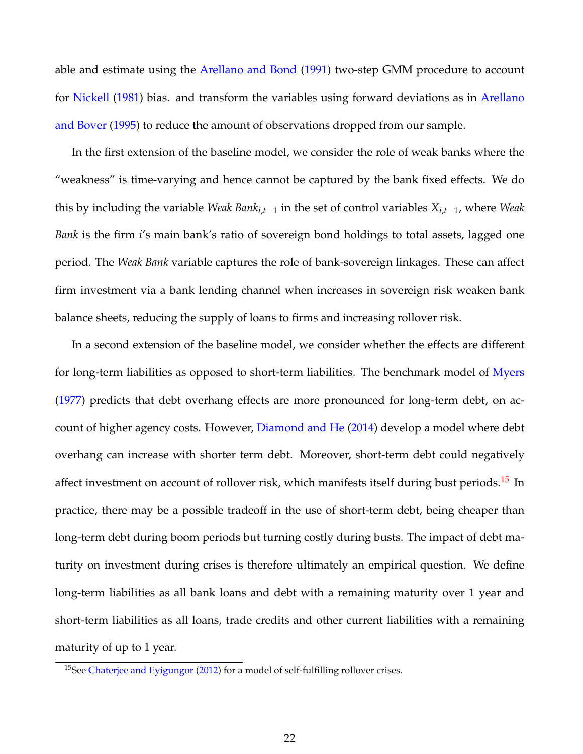able and estimate using the Arellano and Bond (1991) two-step GMM procedure to account for Nickell (1981) bias. and transform the variables using forward deviations as in Arellano and Bover (1995) to reduce the amount of observations dropped from our sample.

In the first extension of the baseline model, we consider the role of weak banks where the "weakness" is time-varying and hence cannot be captured by the bank fixed effects. We do this by including the variable $\textit{Weak Bank}_{i,t-1}$ in the set of control variables $X_{i,t-1}$, where *Weak Bank* is the firm $i$'s main bank's ratio of sovereign bond holdings to total assets, lagged one period. The *Weak Bank* variable captures the role of bank-sovereign linkages. These can affect firm investment via a bank lending channel when increases in sovereign risk weaken bank balance sheets, reducing the supply of loans to firms and increasing rollover risk.

In a second extension of the baseline model, we consider whether the effects are different for long-term liabilities as opposed to short-term liabilities. The benchmark model of Myers (1977) predicts that debt overhang effects are more pronounced for long-term debt, on account of higher agency costs. However, Diamond and He (2014) develop a model where debt overhang can increase with shorter term debt. Moreover, short-term debt could negatively affect investment on account of rollover risk, which manifests itself during bust periods.[15] In practice, there may be a possible tradeoff in the use of short-term debt, being cheaper than long-term debt during boom periods but turning costly during busts. The impact of debt maturity on investment during crises is therefore ultimately an empirical question. We define long-term liabilities as all bank loans and debt with a remaining maturity over 1 year and short-term liabilities as all loans, trade credits and other current liabilities with a remaining maturity of up to 1 year.

[15] See Chaterjee and Eyigungor (2012) for a model of self-fulfilling rollover crises.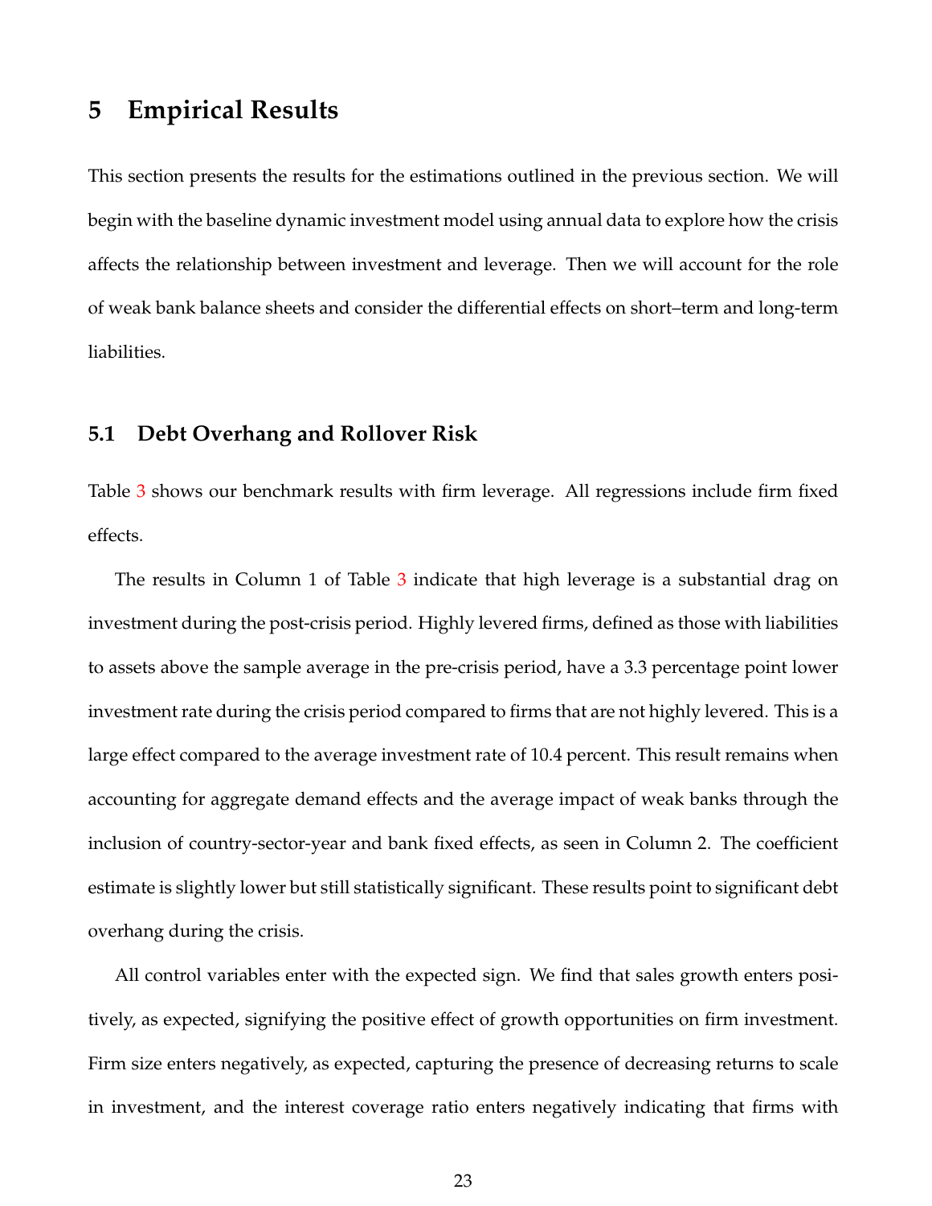# 5 Empirical Results

This section presents the results for the estimations outlined in the previous section. We will begin with the baseline dynamic investment model using annual data to explore how the crisis affects the relationship between investment and leverage. Then we will account for the role of weak bank balance sheets and consider the differential effects on short–term and long-term liabilities.

## 5.1 Debt Overhang and Rollover Risk

Table 3 shows our benchmark results with firm leverage. All regressions include firm fixed effects.

The results in Column 1 of Table 3 indicate that high leverage is a substantial drag on investment during the post-crisis period. Highly levered firms, defined as those with liabilities to assets above the sample average in the pre-crisis period, have a 3.3 percentage point lower investment rate during the crisis period compared to firms that are not highly levered. This is a large effect compared to the average investment rate of 10.4 percent. This result remains when accounting for aggregate demand effects and the average impact of weak banks through the inclusion of country-sector-year and bank fixed effects, as seen in Column 2. The coefficient estimate is slightly lower but still statistically significant. These results point to significant debt overhang during the crisis.

All control variables enter with the expected sign. We find that sales growth enters positively, as expected, signifying the positive effect of growth opportunities on firm investment. Firm size enters negatively, as expected, capturing the presence of decreasing returns to scale in investment, and the interest coverage ratio enters negatively indicating that firms with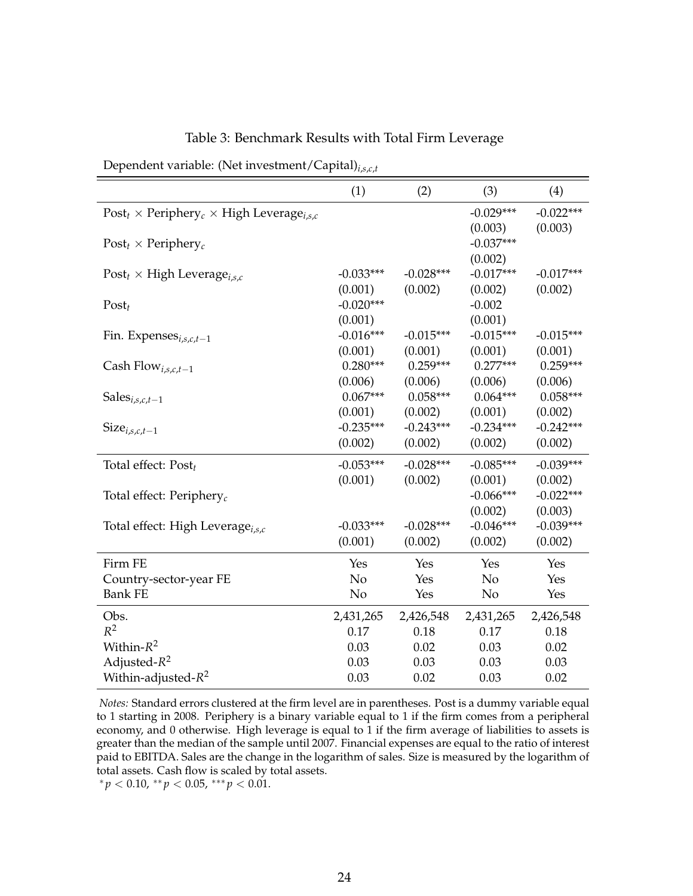Table 3: Benchmark Results with Total Firm Leverage

Dependent variable: (Net investment/Capital)$_{i,s,c,t}$

| | (1) | (2) | (3) | (4) |
|---|---|---|---|---|
| $\text{Post}_t \times \text{Periphery}_c \times \text{High Leverage}_{i,s,c}$ | | | -0.029*** | -0.022*** |
| | | | (0.003) | (0.003) |
| $\text{Post}_t \times \text{Periphery}_c$ | | | -0.037*** | |
| | | | (0.002) | |
| $\text{Post}_t \times \text{High Leverage}_{i,s,c}$ | -0.033*** | -0.028*** | -0.017*** | -0.017*** |
| | (0.001) | (0.002) | (0.002) | (0.002) |
| $\text{Post}_t$ | -0.020*** | | -0.002 | |
| | (0.001) | | (0.001) | |
| $\text{Fin. Expenses}_{i,s,c,t-1}$ | -0.016*** | -0.015*** | -0.015*** | -0.015*** |
| | (0.001) | (0.001) | (0.001) | (0.001) |
| $\text{Cash Flow}_{i,s,c,t-1}$ | 0.280*** | 0.259*** | 0.277*** | 0.259*** |
| | (0.006) | (0.006) | (0.006) | (0.006) |
| $\text{Sales}_{i,s,c,t-1}$ | 0.067*** | 0.058*** | 0.064*** | 0.058*** |
| | (0.001) | (0.002) | (0.001) | (0.002) |
| $\text{Size}_{i,s,c,t-1}$ | -0.235*** | -0.243*** | -0.234*** | -0.242*** |
| | (0.002) | (0.002) | (0.002) | (0.002) |
| Total effect: $\text{Post}_t$ | -0.053*** | -0.028*** | -0.085*** | -0.039*** |
| | (0.001) | (0.002) | (0.001) | (0.002) |
| Total effect: $\text{Periphery}_c$ | | | -0.066*** | -0.022*** |
| | | | (0.002) | (0.003) |
| Total effect: $\text{High Leverage}_{i,s,c}$ | -0.033*** | -0.028*** | -0.046*** | -0.039*** |
| | (0.001) | (0.002) | (0.002) | (0.002) |
| Firm FE | Yes | Yes | Yes | Yes |
| Country-sector-year FE | No | Yes | No | Yes |
| Bank FE | No | Yes | No | Yes |
| Obs. | 2,431,265 | 2,426,548 | 2,431,265 | 2,426,548 |
| $R^2$ | 0.17 | 0.18 | 0.17 | 0.18 |
| Within-$R^2$ | 0.03 | 0.02 | 0.03 | 0.02 |
| Adjusted-$R^2$ | 0.03 | 0.03 | 0.03 | 0.03 |
| Within-adjusted-$R^2$ | 0.03 | 0.02 | 0.03 | 0.02 |

*Notes:* Standard errors clustered at the firm level are in parentheses. Post is a dummy variable equal to 1 starting in 2008. Periphery is a binary variable equal to 1 if the firm comes from a peripheral economy, and 0 otherwise. High leverage is equal to 1 if the firm average of liabilities to assets is greater than the median of the sample until 2007. Financial expenses are equal to the ratio of interest paid to EBITDA. Sales are the change in the logarithm of sales. Size is measured by the logarithm of total assets. Cash flow is scaled by total assets.

$^{*}p < 0.10$, $^{**}p < 0.05$, $^{***}p < 0.01$.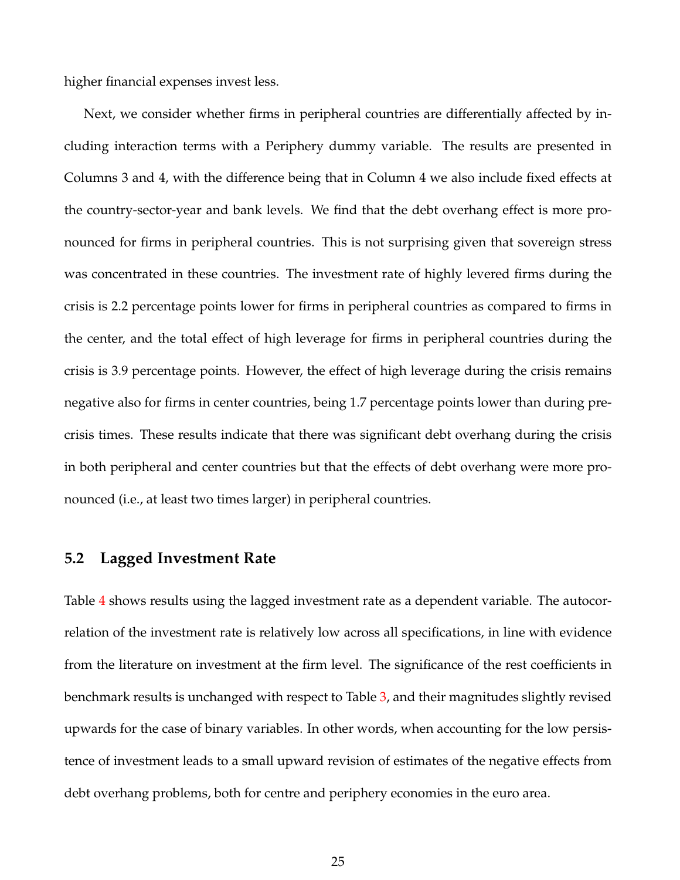higher financial expenses invest less.

Next, we consider whether firms in peripheral countries are differentially affected by including interaction terms with a Periphery dummy variable. The results are presented in Columns 3 and 4, with the difference being that in Column 4 we also include fixed effects at the country-sector-year and bank levels. We find that the debt overhang effect is more pronounced for firms in peripheral countries. This is not surprising given that sovereign stress was concentrated in these countries. The investment rate of highly levered firms during the crisis is 2.2 percentage points lower for firms in peripheral countries as compared to firms in the center, and the total effect of high leverage for firms in peripheral countries during the crisis is 3.9 percentage points. However, the effect of high leverage during the crisis remains negative also for firms in center countries, being 1.7 percentage points lower than during pre-crisis times. These results indicate that there was significant debt overhang during the crisis in both peripheral and center countries but that the effects of debt overhang were more pronounced (i.e., at least two times larger) in peripheral countries.

## 5.2 Lagged Investment Rate

Table 4 shows results using the lagged investment rate as a dependent variable. The autocorrelation of the investment rate is relatively low across all specifications, in line with evidence from the literature on investment at the firm level. The significance of the rest coefficients in benchmark results is unchanged with respect to Table 3, and their magnitudes slightly revised upwards for the case of binary variables. In other words, when accounting for the low persistence of investment leads to a small upward revision of estimates of the negative effects from debt overhang problems, both for centre and periphery economies in the euro area.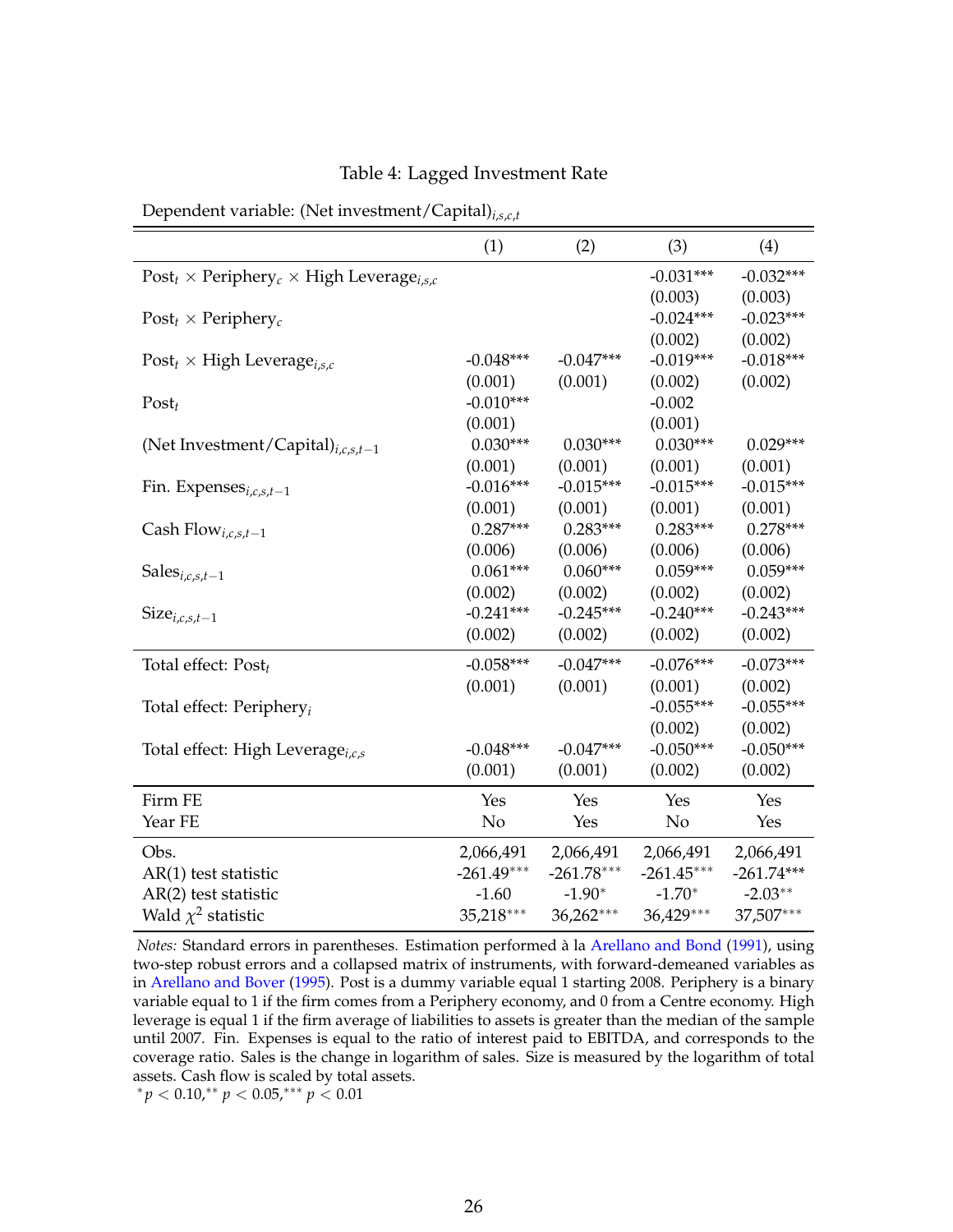Table 4: Lagged Investment Rate

Dependent variable: (Net investment/Capital)$_{i,s,c,t}$

| | (1) | (2) | (3) | (4) |
|---|---|---|---|---|
| Post$_t$ × Periphery$_c$ × High Leverage$_{i,s,c}$ | | | -0.031*** | -0.032*** |
| | | | (0.003) | (0.003) |
| Post$_t$ × Periphery$_c$ | | | -0.024*** | -0.023*** |
| | | | (0.002) | (0.002) |
| Post$_t$ × High Leverage$_{i,s,c}$ | -0.048*** | -0.047*** | -0.019*** | -0.018*** |
| | (0.001) | (0.001) | (0.002) | (0.002) |
| Post$_t$ | -0.010*** | | -0.002 | |
| | (0.001) | | (0.001) | |
| (Net Investment/Capital)$_{i,c,s,t-1}$ | 0.030*** | 0.030*** | 0.030*** | 0.029*** |
| | (0.001) | (0.001) | (0.001) | (0.001) |
| Fin. Expenses$_{i,c,s,t-1}$ | -0.016*** | -0.015*** | -0.015*** | -0.015*** |
| | (0.001) | (0.001) | (0.001) | (0.001) |
| Cash Flow$_{i,c,s,t-1}$ | 0.287*** | 0.283*** | 0.283*** | 0.278*** |
| | (0.006) | (0.006) | (0.006) | (0.006) |
| Sales$_{i,c,s,t-1}$ | 0.061*** | 0.060*** | 0.059*** | 0.059*** |
| | (0.002) | (0.002) | (0.002) | (0.002) |
| Size$_{i,c,s,t-1}$ | -0.241*** | -0.245*** | -0.240*** | -0.243*** |
| | (0.002) | (0.002) | (0.002) | (0.002) |
| Total effect: Post$_t$ | -0.058*** | -0.047*** | -0.076*** | -0.073*** |
| | (0.001) | (0.001) | (0.001) | (0.002) |
| Total effect: Periphery$_i$ | | | -0.055*** | -0.055*** |
| | | | (0.002) | (0.002) |
| Total effect: High Leverage$_{i,c,s}$ | -0.048*** | -0.047*** | -0.050*** | -0.050*** |
| | (0.001) | (0.001) | (0.002) | (0.002) |
| Firm FE | Yes | Yes | Yes | Yes |
| Year FE | No | Yes | No | Yes |
| Obs. | 2,066,491 | 2,066,491 | 2,066,491 | 2,066,491 |
| AR(1) test statistic | -261.49*** | -261.78*** | -261.45*** | -261.74*** |
| AR(2) test statistic | -1.60 | -1.90* | -1.70* | -2.03** |
| Wald $\chi^2$ statistic | 35,218*** | 36,262*** | 36,429*** | 37,507*** |

*Notes:* Standard errors in parentheses. Estimation performed à la Arellano and Bond (1991), using two-step robust errors and a collapsed matrix of instruments, with forward-demeaned variables as in Arellano and Bover (1995). Post is a dummy variable equal 1 starting 2008. Periphery is a binary variable equal to 1 if the firm comes from a Periphery economy, and 0 from a Centre economy. High leverage is equal 1 if the firm average of liabilities to assets is greater than the median of the sample until 2007. Fin. Expenses is equal to the ratio of interest paid to EBITDA, and corresponds to the coverage ratio. Sales is the change in logarithm of sales. Size is measured by the logarithm of total assets. Cash flow is scaled by total assets.

$^{*}p < 0.10$, $^{**}p < 0.05$, $^{***}p < 0.01$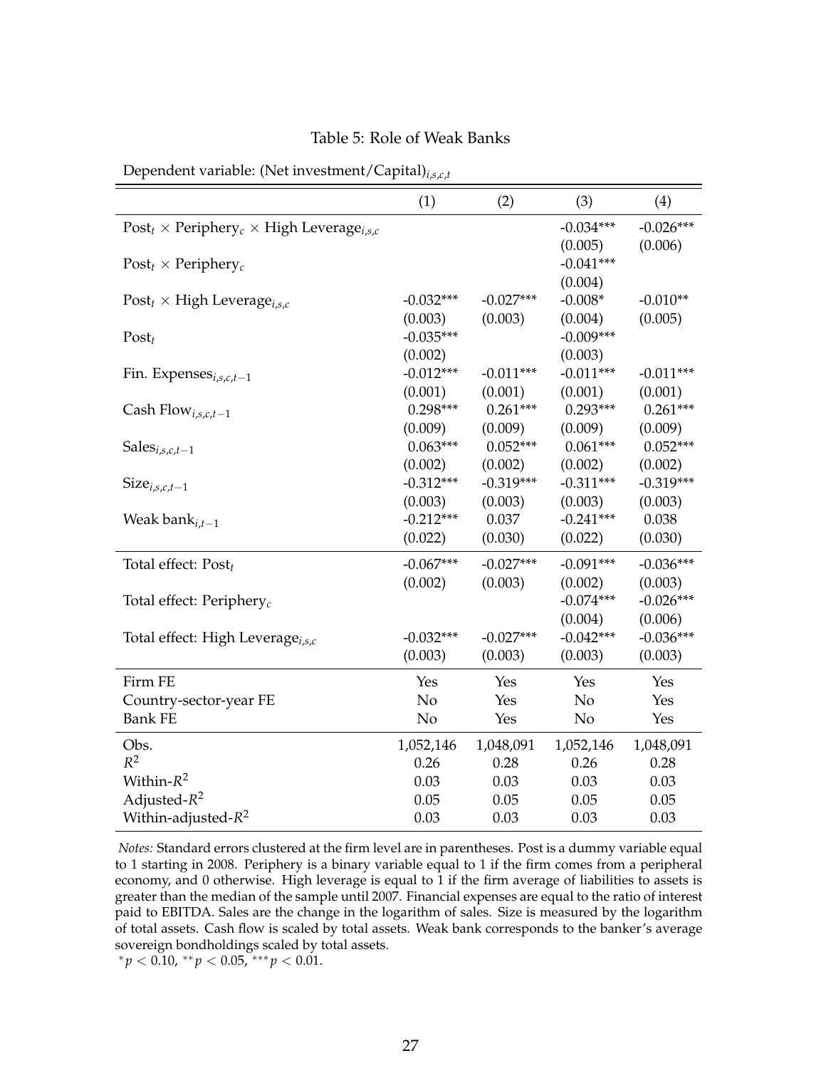Table 5: Role of Weak Banks

Dependent variable: (Net investment/Capital)$_{i,s,c,t}$

| | (1) | (2) | (3) | (4) |
|---|---|---|---|---|
| $\text{Post}_t \times \text{Periphery}_c \times \text{High Leverage}_{i,s,c}$ | | | -0.034*** | -0.026*** |
| | | | (0.005) | (0.006) |
| $\text{Post}_t \times \text{Periphery}_c$ | | | -0.041*** | |
| | | | (0.004) | |
| $\text{Post}_t \times \text{High Leverage}_{i,s,c}$ | -0.032*** | -0.027*** | -0.008* | -0.010** |
| | (0.003) | (0.003) | (0.004) | (0.005) |
| $\text{Post}_t$ | -0.035*** | | -0.009*** | |
| | (0.002) | | (0.003) | |
| $\text{Fin. Expenses}_{i,s,c,t-1}$ | -0.012*** | -0.011*** | -0.011*** | -0.011*** |
| | (0.001) | (0.001) | (0.001) | (0.001) |
| $\text{Cash Flow}_{i,s,c,t-1}$ | 0.298*** | 0.261*** | 0.293*** | 0.261*** |
| | (0.009) | (0.009) | (0.009) | (0.009) |
| $\text{Sales}_{i,s,c,t-1}$ | 0.063*** | 0.052*** | 0.061*** | 0.052*** |
| | (0.002) | (0.002) | (0.002) | (0.002) |
| $\text{Size}_{i,s,c,t-1}$ | -0.312*** | -0.319*** | -0.311*** | -0.319*** |
| | (0.003) | (0.003) | (0.003) | (0.003) |
| $\text{Weak bank}_{i,t-1}$ | -0.212*** | 0.037 | -0.241*** | 0.038 |
| | (0.022) | (0.030) | (0.022) | (0.030) |
| Total effect: $\text{Post}_t$ | -0.067*** | -0.027*** | -0.091*** | -0.036*** |
| | (0.002) | (0.003) | (0.002) | (0.003) |
| Total effect: $\text{Periphery}_c$ | | | -0.074*** | -0.026*** |
| | | | (0.004) | (0.006) |
| Total effect: $\text{High Leverage}_{i,s,c}$ | -0.032*** | -0.027*** | -0.042*** | -0.036*** |
| | (0.003) | (0.003) | (0.003) | (0.003) |
| Firm FE | Yes | Yes | Yes | Yes |
| Country-sector-year FE | No | Yes | No | Yes |
| Bank FE | No | Yes | No | Yes |
| Obs. | 1,052,146 | 1,048,091 | 1,052,146 | 1,048,091 |
| $R^2$ | 0.26 | 0.28 | 0.26 | 0.28 |
| Within-$R^2$ | 0.03 | 0.03 | 0.03 | 0.03 |
| Adjusted-$R^2$ | 0.05 | 0.05 | 0.05 | 0.05 |
| Within-adjusted-$R^2$ | 0.03 | 0.03 | 0.03 | 0.03 |

*Notes:* Standard errors clustered at the firm level are in parentheses. Post is a dummy variable equal to 1 starting in 2008. Periphery is a binary variable equal to 1 if the firm comes from a peripheral economy, and 0 otherwise. High leverage is equal to 1 if the firm average of liabilities to assets is greater than the median of the sample until 2007. Financial expenses are equal to the ratio of interest paid to EBITDA. Sales are the change in the logarithm of sales. Size is measured by the logarithm of total assets. Cash flow is scaled by total assets. Weak bank corresponds to the banker's average sovereign bondholdings scaled by total assets.

$^{*}p < 0.10$, $^{**}p < 0.05$, $^{***}p < 0.01$.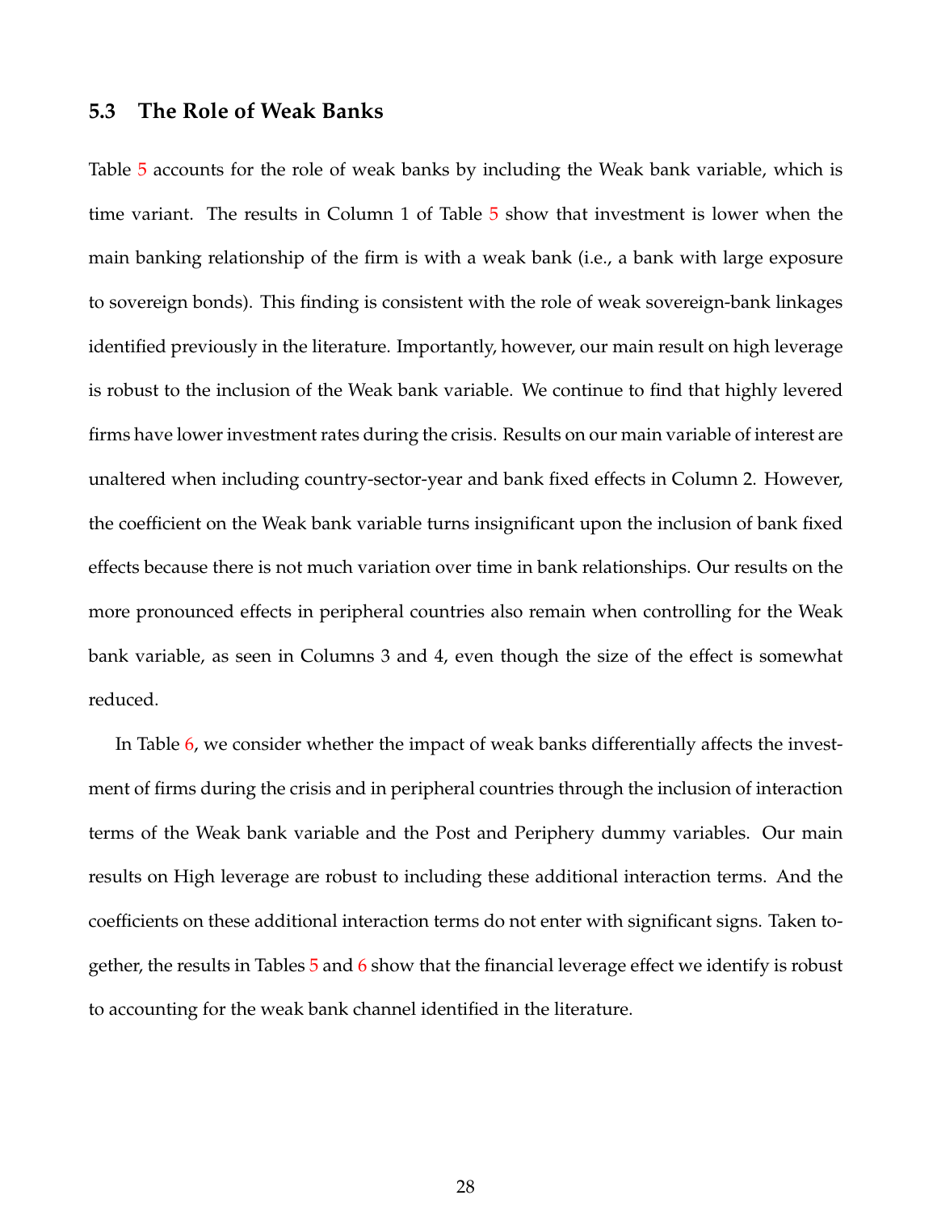### 5.3 The Role of Weak Banks

Table 5 accounts for the role of weak banks by including the Weak bank variable, which is time variant. The results in Column 1 of Table 5 show that investment is lower when the main banking relationship of the firm is with a weak bank (i.e., a bank with large exposure to sovereign bonds). This finding is consistent with the role of weak sovereign-bank linkages identified previously in the literature. Importantly, however, our main result on high leverage is robust to the inclusion of the Weak bank variable. We continue to find that highly levered firms have lower investment rates during the crisis. Results on our main variable of interest are unaltered when including country-sector-year and bank fixed effects in Column 2. However, the coefficient on the Weak bank variable turns insignificant upon the inclusion of bank fixed effects because there is not much variation over time in bank relationships. Our results on the more pronounced effects in peripheral countries also remain when controlling for the Weak bank variable, as seen in Columns 3 and 4, even though the size of the effect is somewhat reduced.

In Table 6, we consider whether the impact of weak banks differentially affects the investment of firms during the crisis and in peripheral countries through the inclusion of interaction terms of the Weak bank variable and the Post and Periphery dummy variables. Our main results on High leverage are robust to including these additional interaction terms. And the coefficients on these additional interaction terms do not enter with significant signs. Taken together, the results in Tables 5 and 6 show that the financial leverage effect we identify is robust to accounting for the weak bank channel identified in the literature.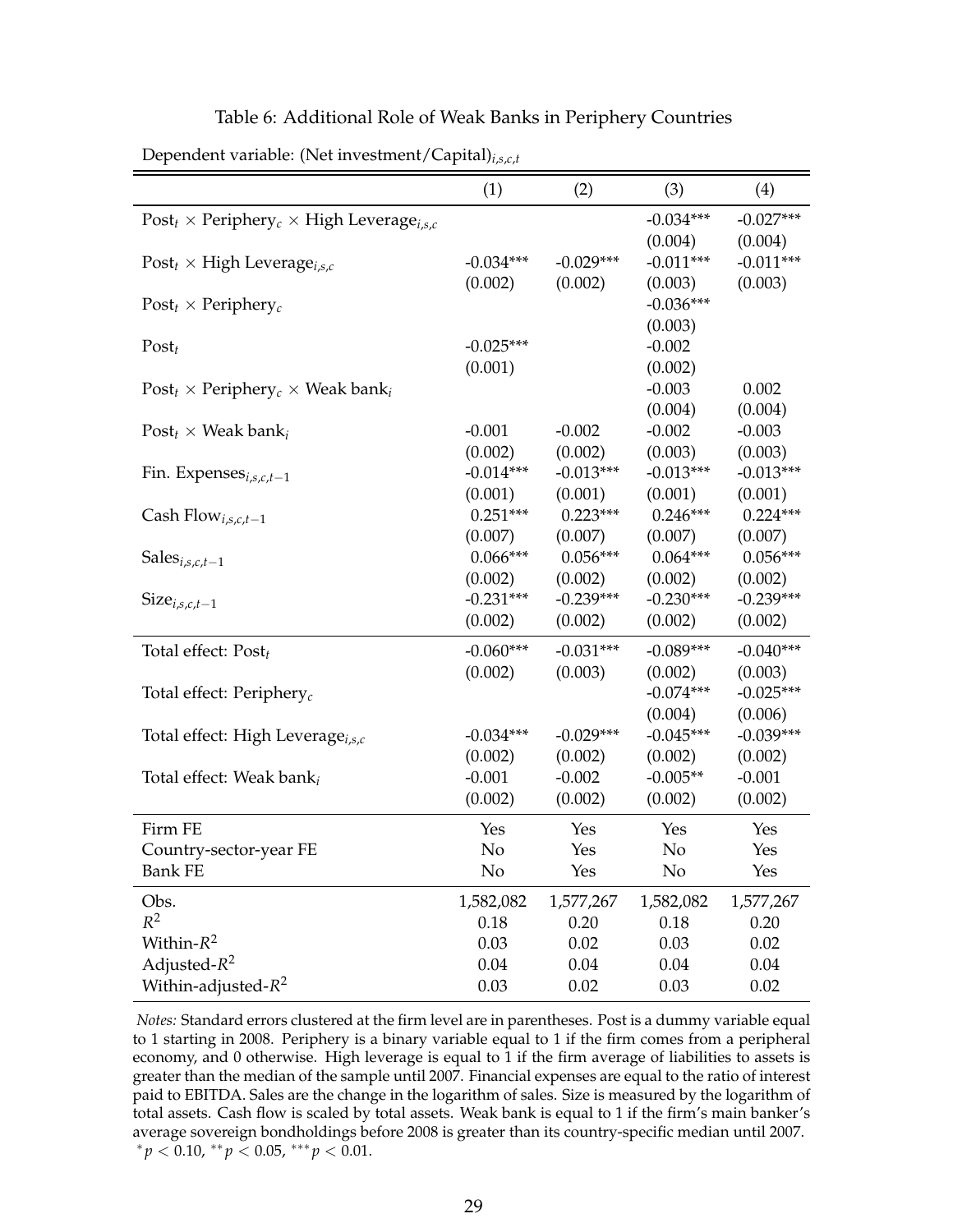Table 6: Additional Role of Weak Banks in Periphery Countries

Dependent variable: (Net investment/Capital)$_{i,s,c,t}$

| | (1) | (2) | (3) | (4) |
|---|---|---|---|---|
| $\text{Post}_t \times \text{Periphery}_c \times \text{High Leverage}_{i,s,c}$ | | | -0.034*** | -0.027*** |
| | | | (0.004) | (0.004) |
| $\text{Post}_t \times \text{High Leverage}_{i,s,c}$ | -0.034*** | -0.029*** | -0.011*** | -0.011*** |
| | (0.002) | (0.002) | (0.003) | (0.003) |
| $\text{Post}_t \times \text{Periphery}_c$ | | | -0.036*** | |
| | | | (0.003) | |
| $\text{Post}_t$ | -0.025*** | | -0.002 | |
| | (0.001) | | (0.002) | |
| $\text{Post}_t \times \text{Periphery}_c \times \text{Weak bank}_i$ | | | -0.003 | 0.002 |
| | | | (0.004) | (0.004) |
| $\text{Post}_t \times \text{Weak bank}_i$ | -0.001 | -0.002 | -0.002 | -0.003 |
| | (0.002) | (0.002) | (0.003) | (0.003) |
| $\text{Fin. Expenses}_{i,s,c,t-1}$ | -0.014*** | -0.013*** | -0.013*** | -0.013*** |
| | (0.001) | (0.001) | (0.001) | (0.001) |
| $\text{Cash Flow}_{i,s,c,t-1}$ | 0.251*** | 0.223*** | 0.246*** | 0.224*** |
| | (0.007) | (0.007) | (0.007) | (0.007) |
| $\text{Sales}_{i,s,c,t-1}$ | 0.066*** | 0.056*** | 0.064*** | 0.056*** |
| | (0.002) | (0.002) | (0.002) | (0.002) |
| $\text{Size}_{i,s,c,t-1}$ | -0.231*** | -0.239*** | -0.230*** | -0.239*** |
| | (0.002) | (0.002) | (0.002) | (0.002) |
| Total effect: $\text{Post}_t$ | -0.060*** | -0.031*** | -0.089*** | -0.040*** |
| | (0.002) | (0.003) | (0.002) | (0.003) |
| Total effect: $\text{Periphery}_c$ | | | -0.074*** | -0.025*** |
| | | | (0.004) | (0.006) |
| Total effect: $\text{High Leverage}_{i,s,c}$ | -0.034*** | -0.029*** | -0.045*** | -0.039*** |
| | (0.002) | (0.002) | (0.002) | (0.002) |
| Total effect: $\text{Weak bank}_i$ | -0.001 | -0.002 | -0.005** | -0.001 |
| | (0.002) | (0.002) | (0.002) | (0.002) |
| Firm FE | Yes | Yes | Yes | Yes |
| Country-sector-year FE | No | Yes | No | Yes |
| Bank FE | No | Yes | No | Yes |
| Obs. | 1,582,082 | 1,577,267 | 1,582,082 | 1,577,267 |
| $R^2$ | 0.18 | 0.20 | 0.18 | 0.20 |
| Within-$R^2$ | 0.03 | 0.02 | 0.03 | 0.02 |
| Adjusted-$R^2$ | 0.04 | 0.04 | 0.04 | 0.04 |
| Within-adjusted-$R^2$ | 0.03 | 0.02 | 0.03 | 0.02 |

*Notes:* Standard errors clustered at the firm level are in parentheses. Post is a dummy variable equal to 1 starting in 2008. Periphery is a binary variable equal to 1 if the firm comes from a peripheral economy, and 0 otherwise. High leverage is equal to 1 if the firm average of liabilities to assets is greater than the median of the sample until 2007. Financial expenses are equal to the ratio of interest paid to EBITDA. Sales are the change in the logarithm of sales. Size is measured by the logarithm of total assets. Cash flow is scaled by total assets. Weak bank is equal to 1 if the firm's main banker's average sovereign bondholdings before 2008 is greater than its country-specific median until 2007. $^{*}p < 0.10$, $^{**}p < 0.05$, $^{***}p < 0.01$.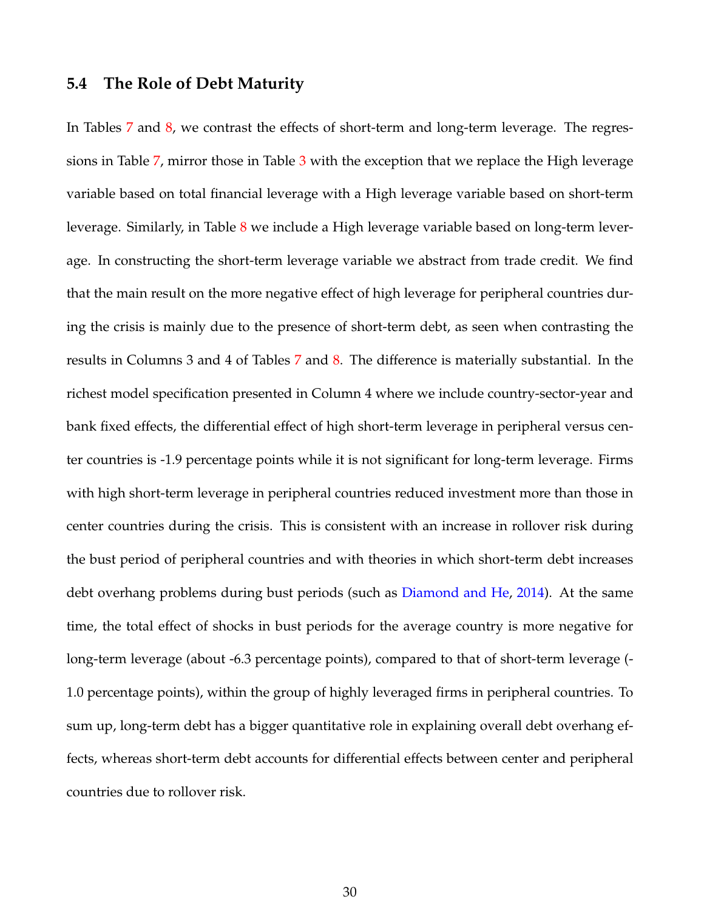### 5.4 The Role of Debt Maturity

In Tables 7 and 8, we contrast the effects of short-term and long-term leverage. The regressions in Table 7, mirror those in Table 3 with the exception that we replace the High leverage variable based on total financial leverage with a High leverage variable based on short-term leverage. Similarly, in Table 8 we include a High leverage variable based on long-term leverage. In constructing the short-term leverage variable we abstract from trade credit. We find that the main result on the more negative effect of high leverage for peripheral countries during the crisis is mainly due to the presence of short-term debt, as seen when contrasting the results in Columns 3 and 4 of Tables 7 and 8. The difference is materially substantial. In the richest model specification presented in Column 4 where we include country-sector-year and bank fixed effects, the differential effect of high short-term leverage in peripheral versus center countries is -1.9 percentage points while it is not significant for long-term leverage. Firms with high short-term leverage in peripheral countries reduced investment more than those in center countries during the crisis. This is consistent with an increase in rollover risk during the bust period of peripheral countries and with theories in which short-term debt increases debt overhang problems during bust periods (such as Diamond and He, 2014). At the same time, the total effect of shocks in bust periods for the average country is more negative for long-term leverage (about -6.3 percentage points), compared to that of short-term leverage (-1.0 percentage points), within the group of highly leveraged firms in peripheral countries. To sum up, long-term debt has a bigger quantitative role in explaining overall debt overhang effects, whereas short-term debt accounts for differential effects between center and peripheral countries due to rollover risk.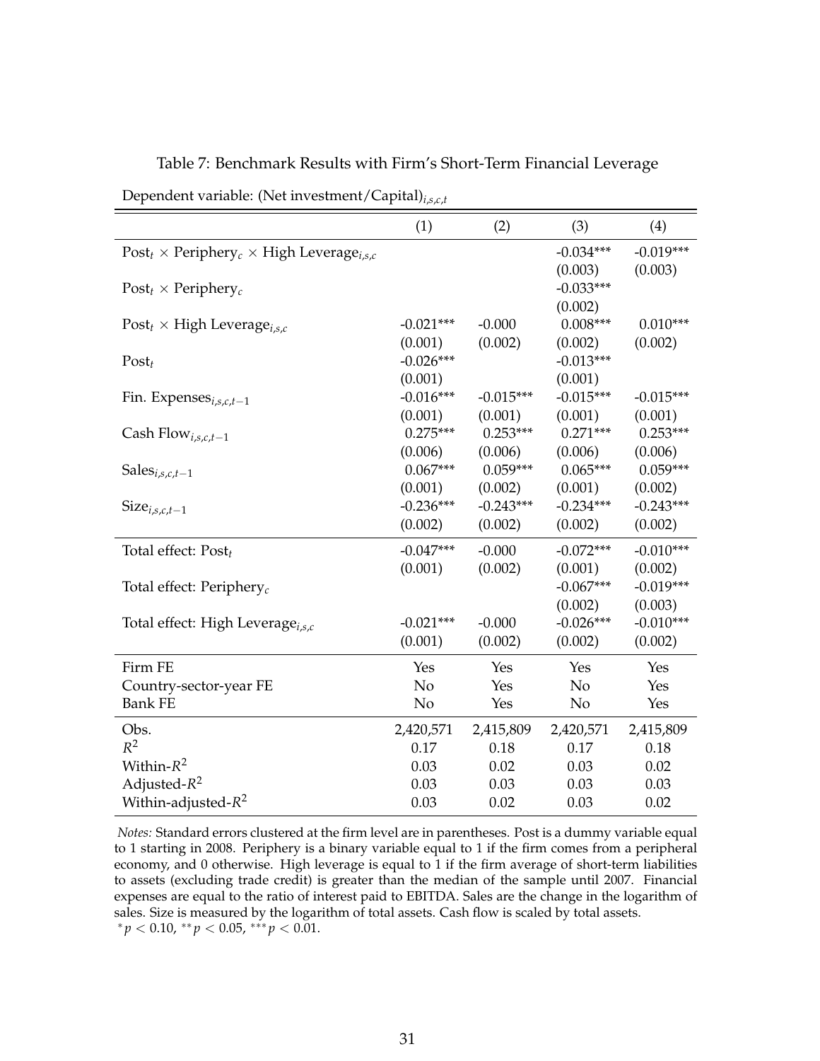Table 7: Benchmark Results with Firm's Short-Term Financial Leverage

Dependent variable: (Net investment/Capital)$_{i,s,c,t}$

| | (1) | (2) | (3) | (4) |
|---|---|---|---|---|
| $\text{Post}_t \times \text{Periphery}_c \times \text{High Leverage}_{i,s,c}$ | | | -0.034*** | -0.019*** |
| | | | (0.003) | (0.003) |
| $\text{Post}_t \times \text{Periphery}_c$ | | | -0.033*** | |
| | | | (0.002) | |
| $\text{Post}_t \times \text{High Leverage}_{i,s,c}$ | -0.021*** | -0.000 | 0.008*** | 0.010*** |
| | (0.001) | (0.002) | (0.002) | (0.002) |
| $\text{Post}_t$ | -0.026*** | | -0.013*** | |
| | (0.001) | | (0.001) | |
| $\text{Fin. Expenses}_{i,s,c,t-1}$ | -0.016*** | -0.015*** | -0.015*** | -0.015*** |
| | (0.001) | (0.001) | (0.001) | (0.001) |
| $\text{Cash Flow}_{i,s,c,t-1}$ | 0.275*** | 0.253*** | 0.271*** | 0.253*** |
| | (0.006) | (0.006) | (0.006) | (0.006) |
| $\text{Sales}_{i,s,c,t-1}$ | 0.067*** | 0.059*** | 0.065*** | 0.059*** |
| | (0.001) | (0.002) | (0.001) | (0.002) |
| $\text{Size}_{i,s,c,t-1}$ | -0.236*** | -0.243*** | -0.234*** | -0.243*** |
| | (0.002) | (0.002) | (0.002) | (0.002) |
| Total effect: $\text{Post}_t$ | -0.047*** | -0.000 | -0.072*** | -0.010*** |
| | (0.001) | (0.002) | (0.001) | (0.002) |
| Total effect: $\text{Periphery}_c$ | | | -0.067*** | -0.019*** |
| | | | (0.002) | (0.003) |
| Total effect: $\text{High Leverage}_{i,s,c}$ | -0.021*** | -0.000 | -0.026*** | -0.010*** |
| | (0.001) | (0.002) | (0.002) | (0.002) |
| Firm FE | Yes | Yes | Yes | Yes |
| Country-sector-year FE | No | Yes | No | Yes |
| Bank FE | No | Yes | No | Yes |
| Obs. | 2,420,571 | 2,415,809 | 2,420,571 | 2,415,809 |
| $R^2$ | 0.17 | 0.18 | 0.17 | 0.18 |
| Within-$R^2$ | 0.03 | 0.02 | 0.03 | 0.02 |
| Adjusted-$R^2$ | 0.03 | 0.03 | 0.03 | 0.03 |
| Within-adjusted-$R^2$ | 0.03 | 0.02 | 0.03 | 0.02 |

*Notes:* Standard errors clustered at the firm level are in parentheses. Post is a dummy variable equal to 1 starting in 2008. Periphery is a binary variable equal to 1 if the firm comes from a peripheral economy, and 0 otherwise. High leverage is equal to 1 if the firm average of short-term liabilities to assets (excluding trade credit) is greater than the median of the sample until 2007. Financial expenses are equal to the ratio of interest paid to EBITDA. Sales are the change in the logarithm of sales. Size is measured by the logarithm of total assets. Cash flow is scaled by total assets.
$^{*}p < 0.10$, $^{**}p < 0.05$, $^{***}p < 0.01$.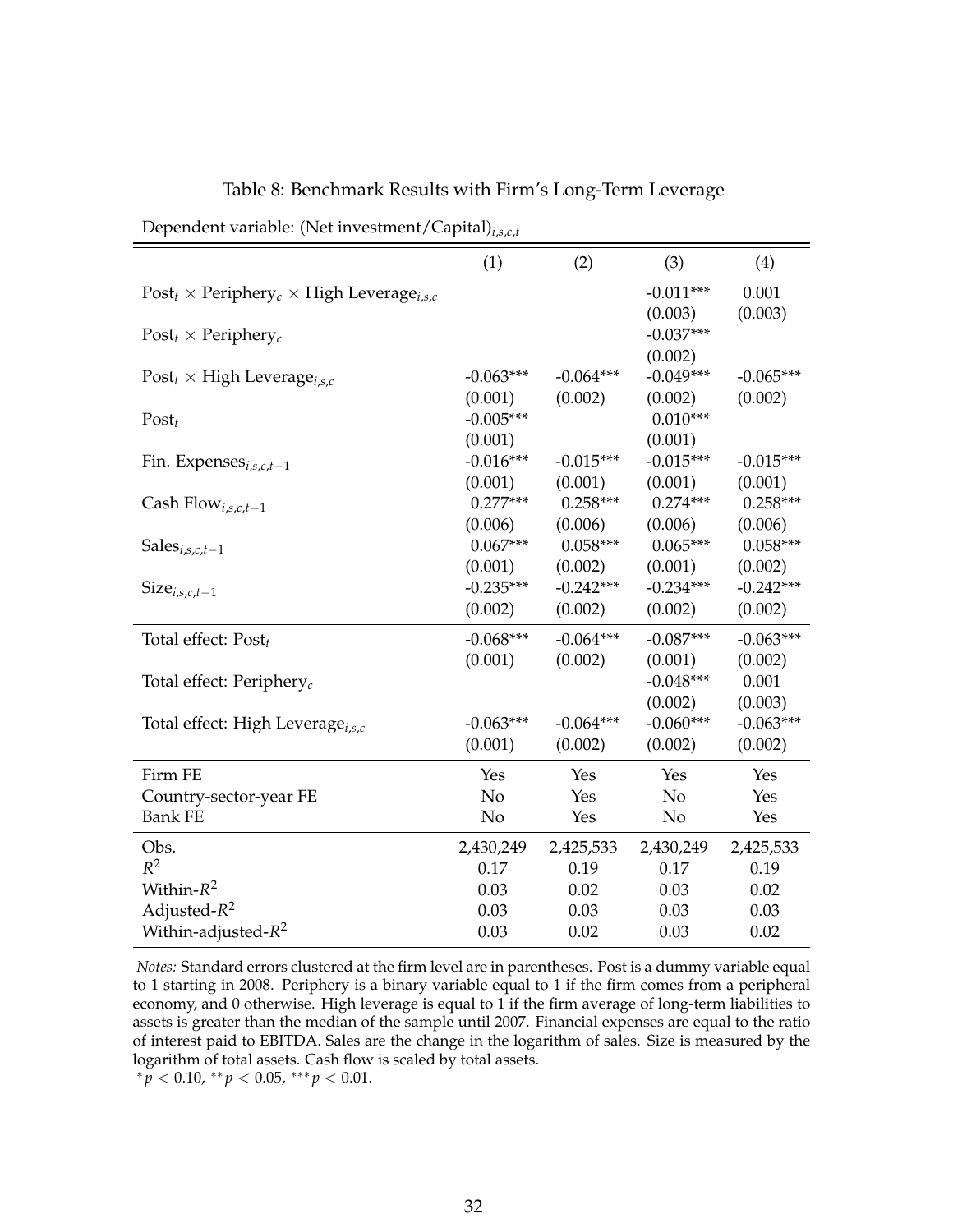Table 8: Benchmark Results with Firm's Long-Term Leverage

Dependent variable: (Net investment/Capital)$_{i,s,c,t}$

| | (1) | (2) | (3) | (4) |
|---|---|---|---|---|
| $\text{Post}_t \times \text{Periphery}_c \times \text{High Leverage}_{i,s,c}$ | | | -0.011*** | 0.001 |
| | | | (0.003) | (0.003) |
| $\text{Post}_t \times \text{Periphery}_c$ | | | -0.037*** | |
| | | | (0.002) | |
| $\text{Post}_t \times \text{High Leverage}_{i,s,c}$ | -0.063*** | -0.064*** | -0.049*** | -0.065*** |
| | (0.001) | (0.002) | (0.002) | (0.002) |
| $\text{Post}_t$ | -0.005*** | | 0.010*** | |
| | (0.001) | | (0.001) | |
| $\text{Fin. Expenses}_{i,s,c,t-1}$ | -0.016*** | -0.015*** | -0.015*** | -0.015*** |
| | (0.001) | (0.001) | (0.001) | (0.001) |
| $\text{Cash Flow}_{i,s,c,t-1}$ | 0.277*** | 0.258*** | 0.274*** | 0.258*** |
| | (0.006) | (0.006) | (0.006) | (0.006) |
| $\text{Sales}_{i,s,c,t-1}$ | 0.067*** | 0.058*** | 0.065*** | 0.058*** |
| | (0.001) | (0.002) | (0.001) | (0.002) |
| $\text{Size}_{i,s,c,t-1}$ | -0.235*** | -0.242*** | -0.234*** | -0.242*** |
| | (0.002) | (0.002) | (0.002) | (0.002) |
| Total effect: $\text{Post}_t$ | -0.068*** | -0.064*** | -0.087*** | -0.063*** |
| | (0.001) | (0.002) | (0.001) | (0.002) |
| Total effect: $\text{Periphery}_c$ | | | -0.048*** | 0.001 |
| | | | (0.002) | (0.003) |
| Total effect: $\text{High Leverage}_{i,s,c}$ | -0.063*** | -0.064*** | -0.060*** | -0.063*** |
| | (0.001) | (0.002) | (0.002) | (0.002) |
| Firm FE | Yes | Yes | Yes | Yes |
| Country-sector-year FE | No | Yes | No | Yes |
| Bank FE | No | Yes | No | Yes |
| Obs. | 2,430,249 | 2,425,533 | 2,430,249 | 2,425,533 |
| $R^2$ | 0.17 | 0.19 | 0.17 | 0.19 |
| Within-$R^2$ | 0.03 | 0.02 | 0.03 | 0.02 |
| Adjusted-$R^2$ | 0.03 | 0.03 | 0.03 | 0.03 |
| Within-adjusted-$R^2$ | 0.03 | 0.02 | 0.03 | 0.02 |

*Notes:* Standard errors clustered at the firm level are in parentheses. Post is a dummy variable equal to 1 starting in 2008. Periphery is a binary variable equal to 1 if the firm comes from a peripheral economy, and 0 otherwise. High leverage is equal to 1 if the firm average of long-term liabilities to assets is greater than the median of the sample until 2007. Financial expenses are equal to the ratio of interest paid to EBITDA. Sales are the change in the logarithm of sales. Size is measured by the logarithm of total assets. Cash flow is scaled by total assets.
$^{*}p < 0.10$, $^{**}p < 0.05$, $^{***}p < 0.01$.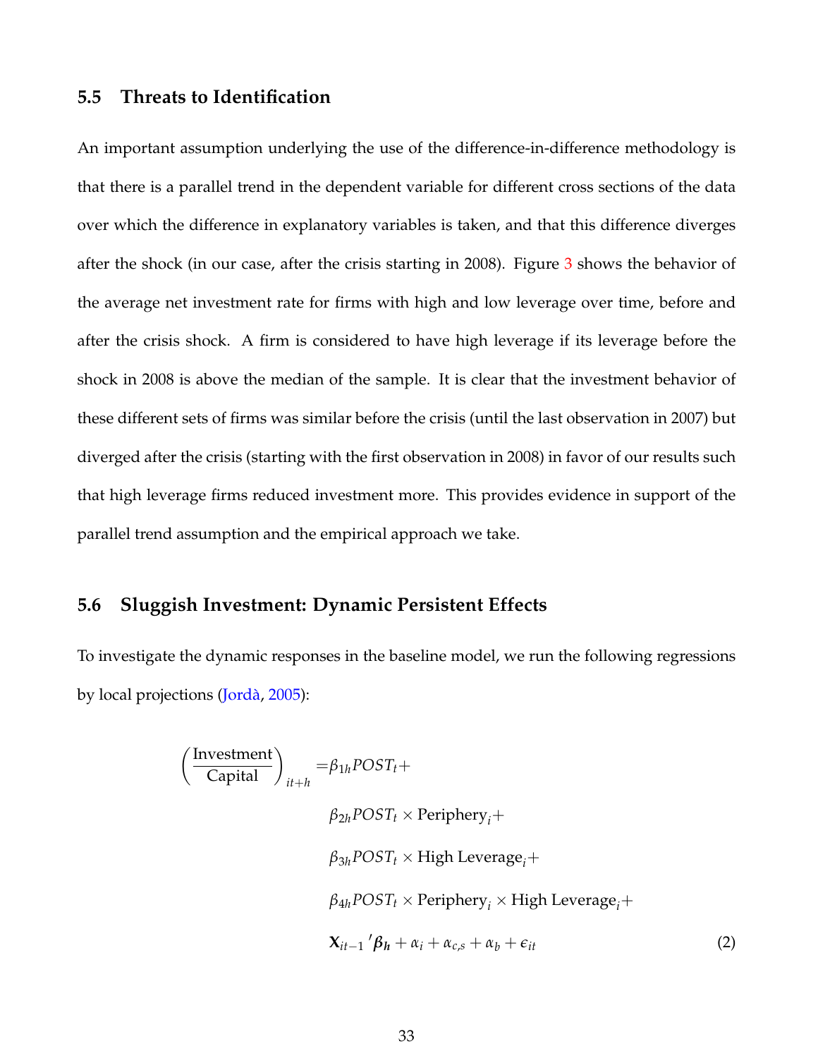### 5.5 Threats to Identification

An important assumption underlying the use of the difference-in-difference methodology is that there is a parallel trend in the dependent variable for different cross sections of the data over which the difference in explanatory variables is taken, and that this difference diverges after the shock (in our case, after the crisis starting in 2008). Figure 3 shows the behavior of the average net investment rate for firms with high and low leverage over time, before and after the crisis shock. A firm is considered to have high leverage if its leverage before the shock in 2008 is above the median of the sample. It is clear that the investment behavior of these different sets of firms was similar before the crisis (until the last observation in 2007) but diverged after the crisis (starting with the first observation in 2008) in favor of our results such that high leverage firms reduced investment more. This provides evidence in support of the parallel trend assumption and the empirical approach we take.

### 5.6 Sluggish Investment: Dynamic Persistent Effects

To investigate the dynamic responses in the baseline model, we run the following regressions by local projections (Jordà, 2005):

$$
\begin{aligned}
\left(\frac{\text{Investment}}{\text{Capital}}\right)_{it+h} = & \beta_{1h} POST_t + \\
& \beta_{2h} POST_t \times \text{Periphery}_i + \\
& \beta_{3h} POST_t \times \text{High Leverage}_i + \\
& \beta_{4h} POST_t \times \text{Periphery}_i \times \text{High Leverage}_i + \\
& \mathbf{X}_{it-1}{}' \boldsymbol{\beta}_{\boldsymbol{h}} + \alpha_i + \alpha_{c,s} + \alpha_b + \epsilon_{it}
\end{aligned} \tag{2}
$$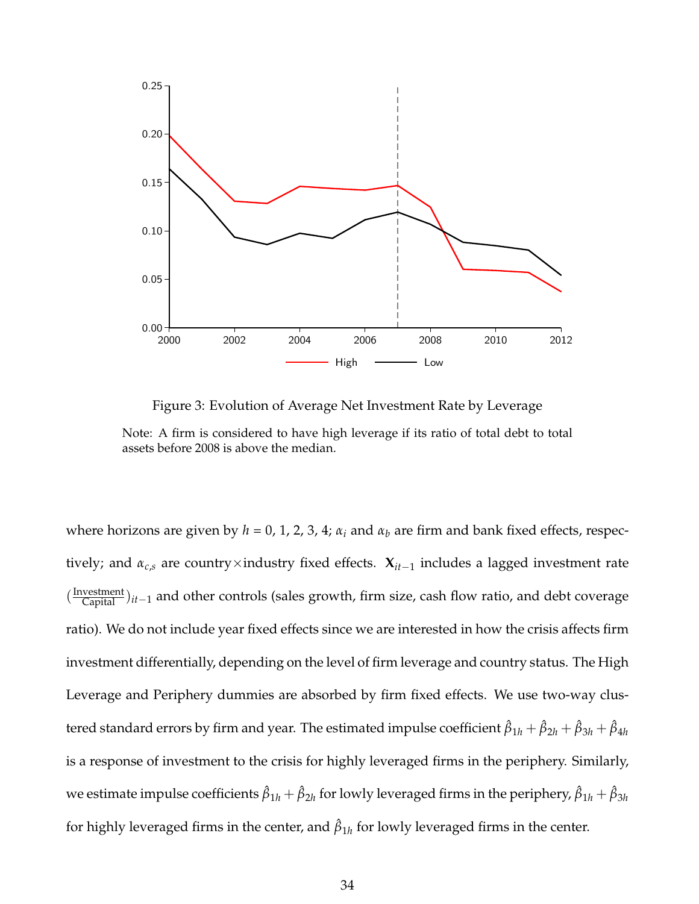Figure 3: Evolution of Average Net Investment Rate by Leverage

Note: A firm is considered to have high leverage if its ratio of total debt to total assets before 2008 is above the median.

where horizons are given by $h$ = 0, 1, 2, 3, 4; $\alpha_i$ and $\alpha_b$ are firm and bank fixed effects, respectively; and $\alpha_{c,s}$ are country×industry fixed effects. $\mathbf{X}_{it-1}$ includes a lagged investment rate $(\frac{\text{Investment}}{\text{Capital}})_{it-1}$ and other controls (sales growth, firm size, cash flow ratio, and debt coverage ratio). We do not include year fixed effects since we are interested in how the crisis affects firm investment differentially, depending on the level of firm leverage and country status. The High Leverage and Periphery dummies are absorbed by firm fixed effects. We use two-way clustered standard errors by firm and year. The estimated impulse coefficient $\hat{\beta}_{1h} + \hat{\beta}_{2h} + \hat{\beta}_{3h} + \hat{\beta}_{4h}$ is a response of investment to the crisis for highly leveraged firms in the periphery. Similarly, we estimate impulse coefficients $\hat{\beta}_{1h} + \hat{\beta}_{2h}$ for lowly leveraged firms in the periphery, $\hat{\beta}_{1h} + \hat{\beta}_{3h}$ for highly leveraged firms in the center, and $\hat{\beta}_{1h}$ for lowly leveraged firms in the center.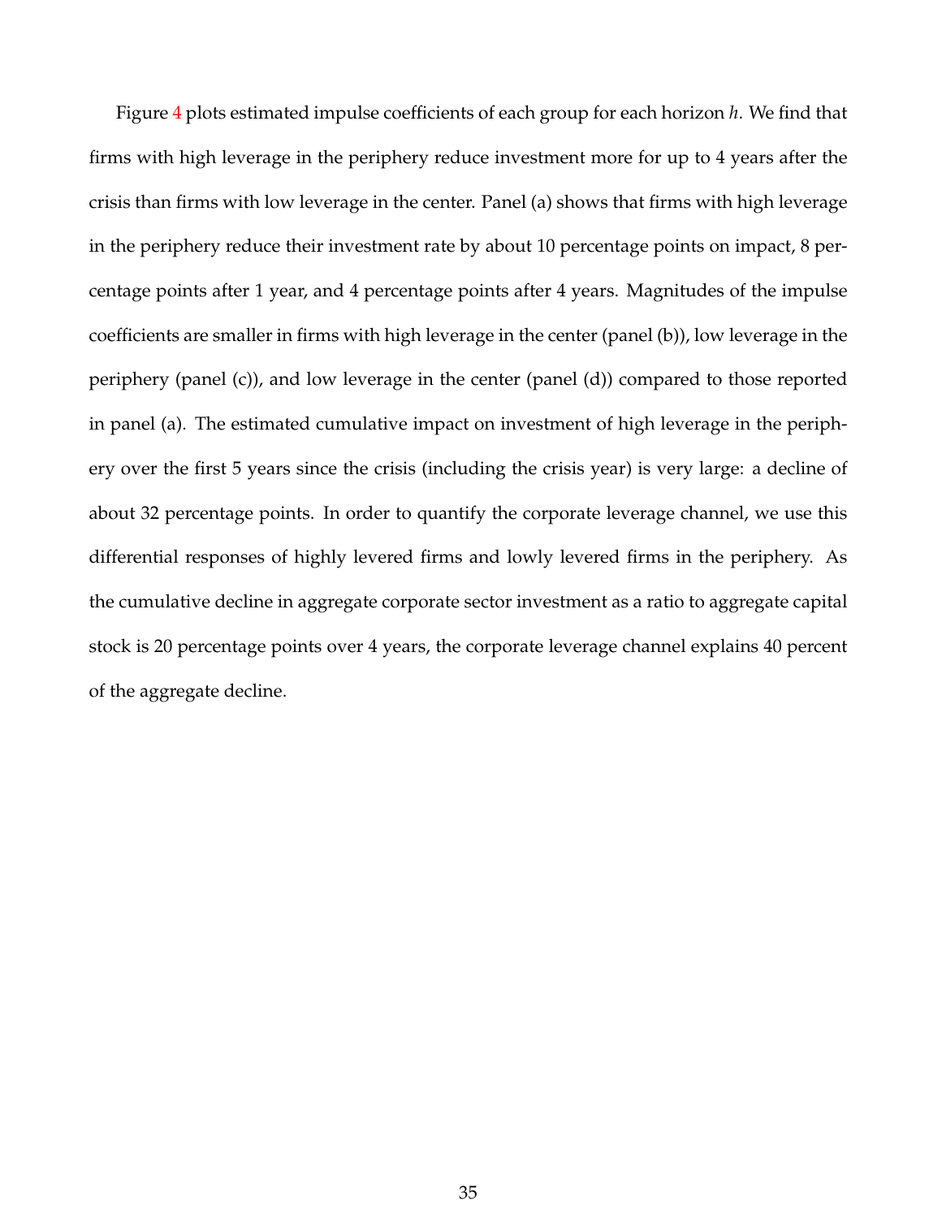Figure 4 plots estimated impulse coefficients of each group for each horizon $h$. We find that firms with high leverage in the periphery reduce investment more for up to 4 years after the crisis than firms with low leverage in the center. Panel (a) shows that firms with high leverage in the periphery reduce their investment rate by about 10 percentage points on impact, 8 percentage points after 1 year, and 4 percentage points after 4 years. Magnitudes of the impulse coefficients are smaller in firms with high leverage in the center (panel (b)), low leverage in the periphery (panel (c)), and low leverage in the center (panel (d)) compared to those reported in panel (a). The estimated cumulative impact on investment of high leverage in the periphery over the first 5 years since the crisis (including the crisis year) is very large: a decline of about 32 percentage points. In order to quantify the corporate leverage channel, we use this differential responses of highly levered firms and lowly levered firms in the periphery. As the cumulative decline in aggregate corporate sector investment as a ratio to aggregate capital stock is 20 percentage points over 4 years, the corporate leverage channel explains 40 percent of the aggregate decline.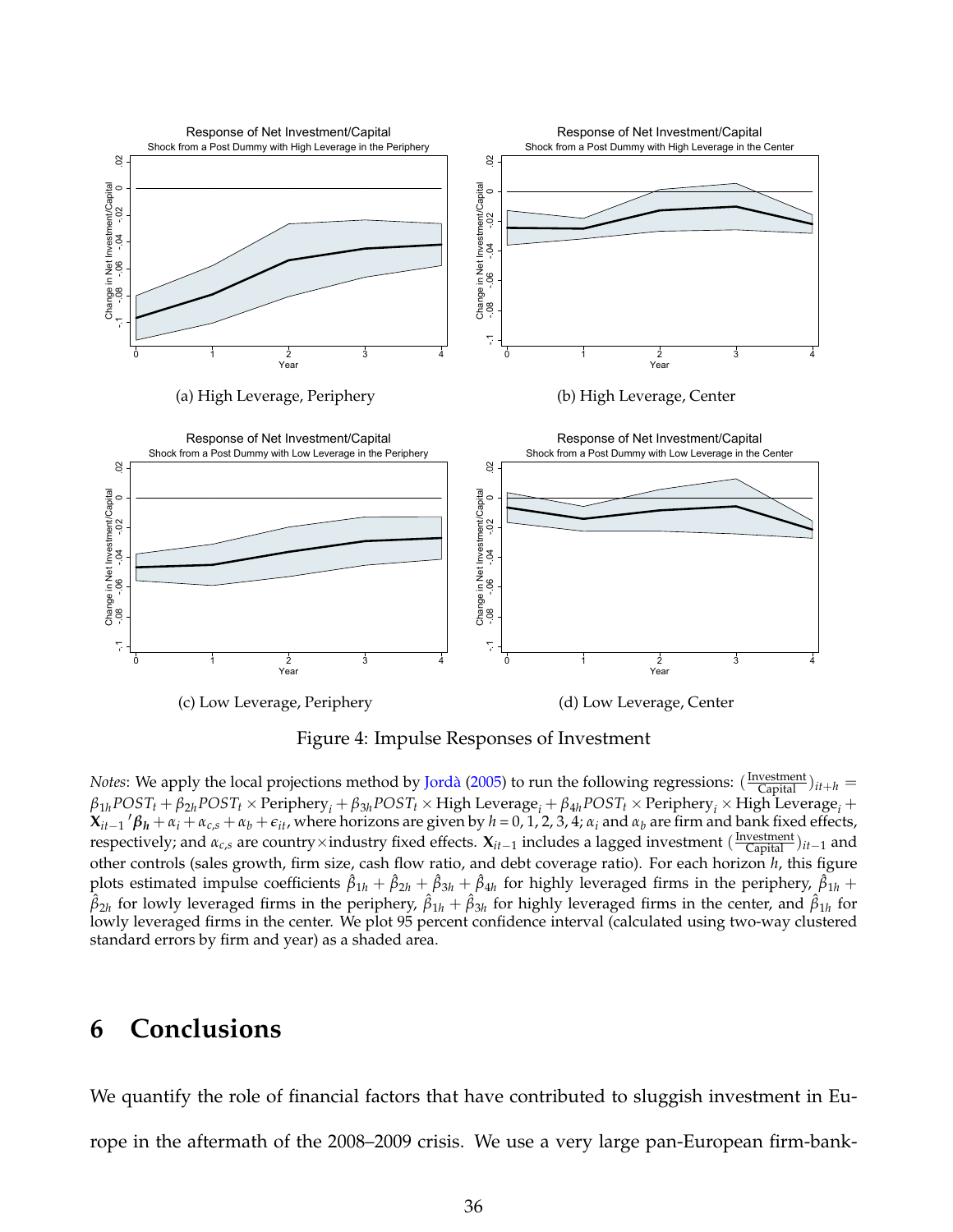(a) High Leverage, Periphery

(b) High Leverage, Center

(c) Low Leverage, Periphery

(d) Low Leverage, Center

Figure 4: Impulse Responses of Investment

*Notes*: We apply the local projections method by Jordà (2005) to run the following regressions: $(\frac{\text{Investment}}{\text{Capital}})_{it+h} = \beta_{1h} POST_t + \beta_{2h} POST_t \times \text{Periphery}_i + \beta_{3h} POST_t \times \text{High Leverage}_i + \beta_{4h} POST_t \times \text{Periphery}_i \times \text{High Leverage}_i + \mathbf{X}_{it-1}{}' \boldsymbol{\beta_h} + \alpha_i + \alpha_{c,s} + \alpha_b + \epsilon_{it}$, where horizons are given by $h = 0, 1, 2, 3, 4$; $\alpha_i$ and $\alpha_b$ are firm and bank fixed effects, respectively; and $\alpha_{c,s}$ are country×industry fixed effects. $\mathbf{X}_{it-1}$ includes a lagged investment $(\frac{\text{Investment}}{\text{Capital}})_{it-1}$ and other controls (sales growth, firm size, cash flow ratio, and debt coverage ratio). For each horizon $h$, this figure plots estimated impulse coefficients $\hat{\beta}_{1h} + \hat{\beta}_{2h} + \hat{\beta}_{3h} + \hat{\beta}_{4h}$ for highly leveraged firms in the periphery, $\hat{\beta}_{1h} + \hat{\beta}_{2h}$ for lowly leveraged firms in the periphery, $\hat{\beta}_{1h} + \hat{\beta}_{3h}$ for highly leveraged firms in the center, and $\hat{\beta}_{1h}$ for lowly leveraged firms in the center. We plot 95 percent confidence interval (calculated using two-way clustered standard errors by firm and year) as a shaded area.

# 6 Conclusions

We quantify the role of financial factors that have contributed to sluggish investment in Europe in the aftermath of the 2008–2009 crisis. We use a very large pan-European firm-bank-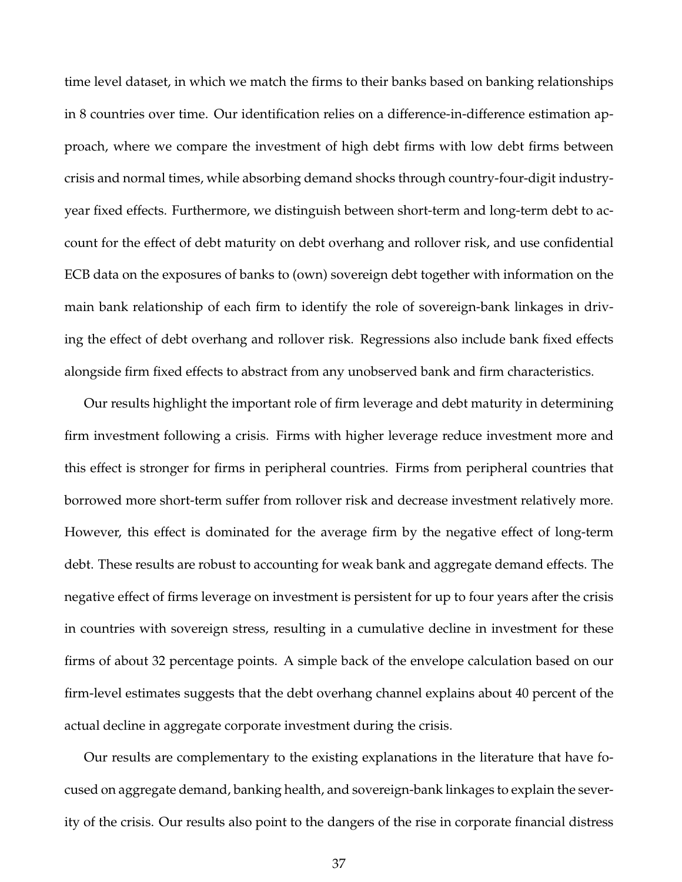time level dataset, in which we match the firms to their banks based on banking relationships in 8 countries over time. Our identification relies on a difference-in-difference estimation approach, where we compare the investment of high debt firms with low debt firms between crisis and normal times, while absorbing demand shocks through country-four-digit industry-year fixed effects. Furthermore, we distinguish between short-term and long-term debt to account for the effect of debt maturity on debt overhang and rollover risk, and use confidential ECB data on the exposures of banks to (own) sovereign debt together with information on the main bank relationship of each firm to identify the role of sovereign-bank linkages in driving the effect of debt overhang and rollover risk. Regressions also include bank fixed effects alongside firm fixed effects to abstract from any unobserved bank and firm characteristics.

Our results highlight the important role of firm leverage and debt maturity in determining firm investment following a crisis. Firms with higher leverage reduce investment more and this effect is stronger for firms in peripheral countries. Firms from peripheral countries that borrowed more short-term suffer from rollover risk and decrease investment relatively more. However, this effect is dominated for the average firm by the negative effect of long-term debt. These results are robust to accounting for weak bank and aggregate demand effects. The negative effect of firms leverage on investment is persistent for up to four years after the crisis in countries with sovereign stress, resulting in a cumulative decline in investment for these firms of about 32 percentage points. A simple back of the envelope calculation based on our firm-level estimates suggests that the debt overhang channel explains about 40 percent of the actual decline in aggregate corporate investment during the crisis.

Our results are complementary to the existing explanations in the literature that have focused on aggregate demand, banking health, and sovereign-bank linkages to explain the severity of the crisis. Our results also point to the dangers of the rise in corporate financial distress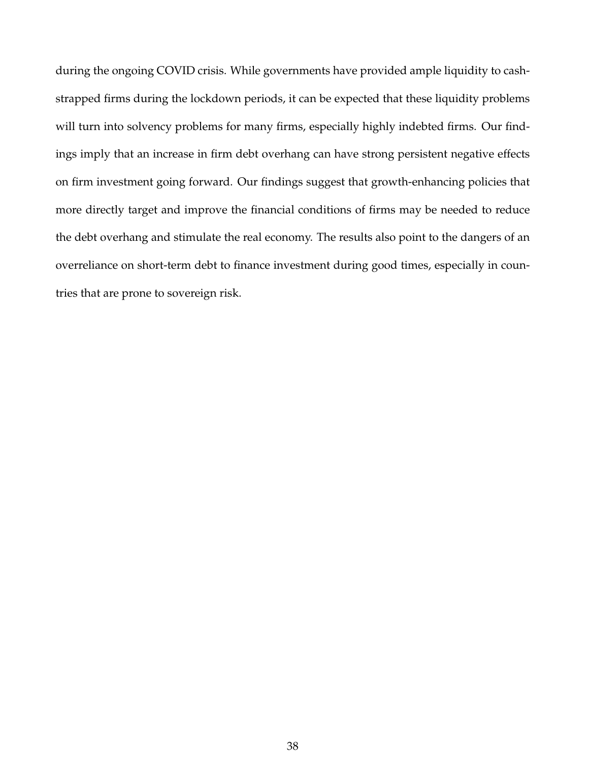during the ongoing COVID crisis. While governments have provided ample liquidity to cash-strapped firms during the lockdown periods, it can be expected that these liquidity problems will turn into solvency problems for many firms, especially highly indebted firms. Our findings imply that an increase in firm debt overhang can have strong persistent negative effects on firm investment going forward. Our findings suggest that growth-enhancing policies that more directly target and improve the financial conditions of firms may be needed to reduce the debt overhang and stimulate the real economy. The results also point to the dangers of an overreliance on short-term debt to finance investment during good times, especially in countries that are prone to sovereign risk.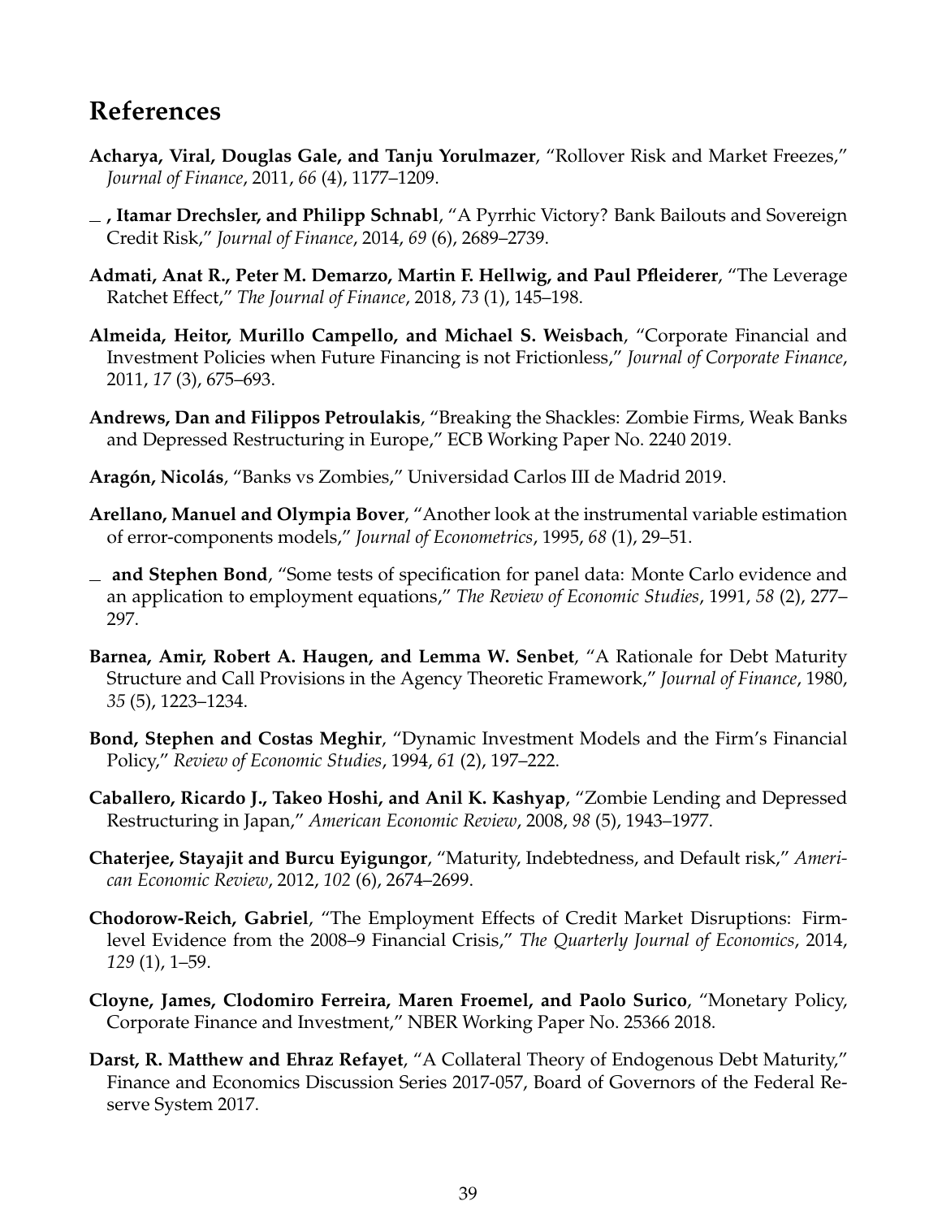## References

**Acharya, Viral, Douglas Gale, and Tanju Yorulmazer**, "Rollover Risk and Market Freezes," *Journal of Finance*, 2011, *66* (4), 1177–1209.

**\_ , Itamar Drechsler, and Philipp Schnabl**, "A Pyrrhic Victory? Bank Bailouts and Sovereign Credit Risk," *Journal of Finance*, 2014, *69* (6), 2689–2739.

**Admati, Anat R., Peter M. Demarzo, Martin F. Hellwig, and Paul Pfleiderer**, "The Leverage Ratchet Effect," *The Journal of Finance*, 2018, *73* (1), 145–198.

**Almeida, Heitor, Murillo Campello, and Michael S. Weisbach**, "Corporate Financial and Investment Policies when Future Financing is not Frictionless," *Journal of Corporate Finance*, 2011, *17* (3), 675–693.

**Andrews, Dan and Filippos Petroulakis**, "Breaking the Shackles: Zombie Firms, Weak Banks and Depressed Restructuring in Europe," ECB Working Paper No. 2240 2019.

**Aragón, Nicolás**, "Banks vs Zombies," Universidad Carlos III de Madrid 2019.

**Arellano, Manuel and Olympia Bover**, "Another look at the instrumental variable estimation of error-components models," *Journal of Econometrics*, 1995, *68* (1), 29–51.

**\_ and Stephen Bond**, "Some tests of specification for panel data: Monte Carlo evidence and an application to employment equations," *The Review of Economic Studies*, 1991, *58* (2), 277–297.

**Barnea, Amir, Robert A. Haugen, and Lemma W. Senbet**, "A Rationale for Debt Maturity Structure and Call Provisions in the Agency Theoretic Framework," *Journal of Finance*, 1980, *35* (5), 1223–1234.

**Bond, Stephen and Costas Meghir**, "Dynamic Investment Models and the Firm's Financial Policy," *Review of Economic Studies*, 1994, *61* (2), 197–222.

**Caballero, Ricardo J., Takeo Hoshi, and Anil K. Kashyap**, "Zombie Lending and Depressed Restructuring in Japan," *American Economic Review*, 2008, *98* (5), 1943–1977.

**Chaterjee, Stayajit and Burcu Eyigungor**, "Maturity, Indebtedness, and Default risk," *American Economic Review*, 2012, *102* (6), 2674–2699.

**Chodorow-Reich, Gabriel**, "The Employment Effects of Credit Market Disruptions: Firm-level Evidence from the 2008–9 Financial Crisis," *The Quarterly Journal of Economics*, 2014, *129* (1), 1–59.

**Cloyne, James, Clodomiro Ferreira, Maren Froemel, and Paolo Surico**, "Monetary Policy, Corporate Finance and Investment," NBER Working Paper No. 25366 2018.

**Darst, R. Matthew and Ehraz Refayet**, "A Collateral Theory of Endogenous Debt Maturity," Finance and Economics Discussion Series 2017-057, Board of Governors of the Federal Reserve System 2017.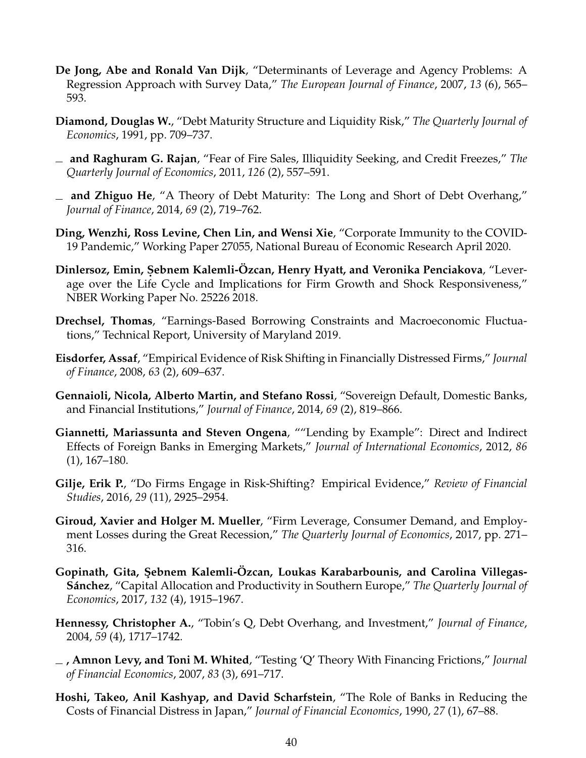**De Jong, Abe and Ronald Van Dijk**, "Determinants of Leverage and Agency Problems: A Regression Approach with Survey Data," *The European Journal of Finance*, 2007, *13* (6), 565–593.

**Diamond, Douglas W.**, "Debt Maturity Structure and Liquidity Risk," *The Quarterly Journal of Economics*, 1991, pp. 709–737.

_ **and Raghuram G. Rajan**, "Fear of Fire Sales, Illiquidity Seeking, and Credit Freezes," *The Quarterly Journal of Economics*, 2011, *126* (2), 557–591.

_ **and Zhiguo He**, "A Theory of Debt Maturity: The Long and Short of Debt Overhang," *Journal of Finance*, 2014, *69* (2), 719–762.

**Ding, Wenzhi, Ross Levine, Chen Lin, and Wensi Xie**, "Corporate Immunity to the COVID-19 Pandemic," Working Paper 27055, National Bureau of Economic Research April 2020.

**Dinlersoz, Emin, Şebnem Kalemli-Özcan, Henry Hyatt, and Veronika Penciakova**, "Leverage over the Life Cycle and Implications for Firm Growth and Shock Responsiveness," NBER Working Paper No. 25226 2018.

**Drechsel, Thomas**, "Earnings-Based Borrowing Constraints and Macroeconomic Fluctuations," Technical Report, University of Maryland 2019.

**Eisdorfer, Assaf**, "Empirical Evidence of Risk Shifting in Financially Distressed Firms," *Journal of Finance*, 2008, *63* (2), 609–637.

**Gennaioli, Nicola, Alberto Martin, and Stefano Rossi**, "Sovereign Default, Domestic Banks, and Financial Institutions," *Journal of Finance*, 2014, *69* (2), 819–866.

**Giannetti, Mariassunta and Steven Ongena**, ""Lending by Example": Direct and Indirect Effects of Foreign Banks in Emerging Markets," *Journal of International Economics*, 2012, *86* (1), 167–180.

**Gilje, Erik P.**, "Do Firms Engage in Risk-Shifting? Empirical Evidence," *Review of Financial Studies*, 2016, *29* (11), 2925–2954.

**Giroud, Xavier and Holger M. Mueller**, "Firm Leverage, Consumer Demand, and Employment Losses during the Great Recession," *The Quarterly Journal of Economics*, 2017, pp. 271–316.

**Gopinath, Gita, Şebnem Kalemli-Özcan, Loukas Karabarbounis, and Carolina Villegas-Sánchez**, "Capital Allocation and Productivity in Southern Europe," *The Quarterly Journal of Economics*, 2017, *132* (4), 1915–1967.

**Hennessy, Christopher A.**, "Tobin's Q, Debt Overhang, and Investment," *Journal of Finance*, 2004, *59* (4), 1717–1742.

_ **, Amnon Levy, and Toni M. Whited**, "Testing 'Q' Theory With Financing Frictions," *Journal of Financial Economics*, 2007, *83* (3), 691–717.

**Hoshi, Takeo, Anil Kashyap, and David Scharfstein**, "The Role of Banks in Reducing the Costs of Financial Distress in Japan," *Journal of Financial Economics*, 1990, *27* (1), 67–88.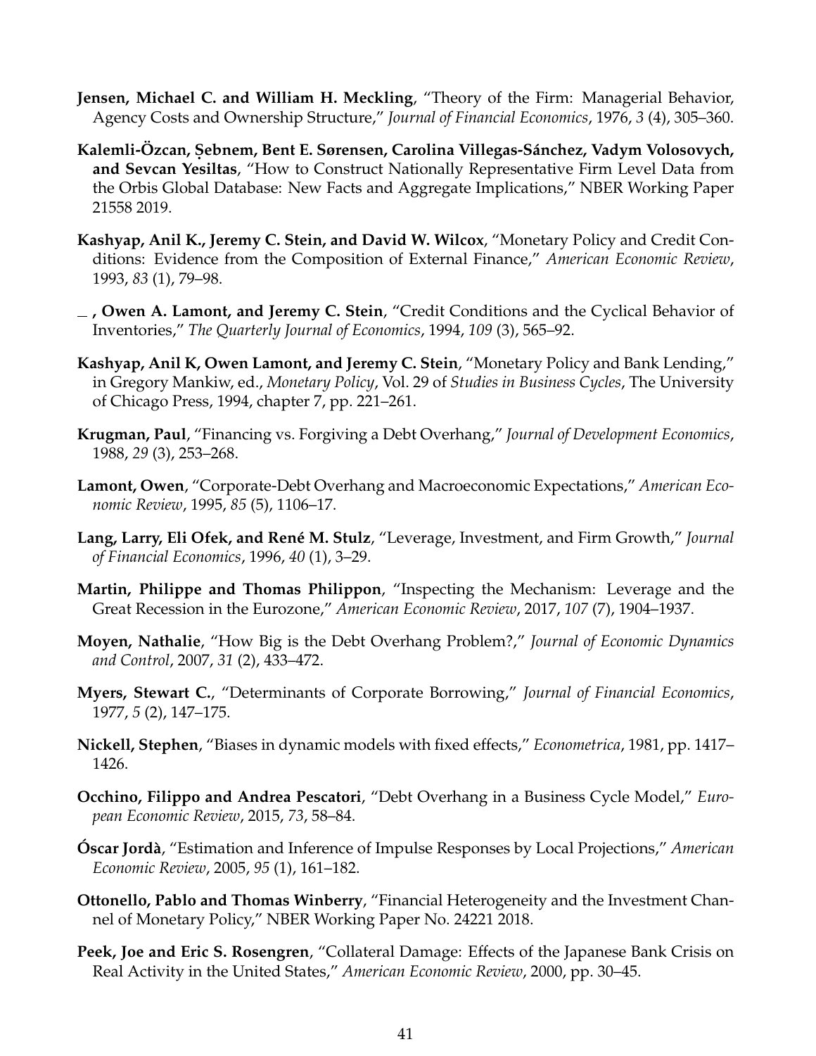**Jensen, Michael C. and William H. Meckling**, "Theory of the Firm: Managerial Behavior, Agency Costs and Ownership Structure," *Journal of Financial Economics*, 1976, *3* (4), 305–360.

**Kalemli-Özcan, Șebnem, Bent E. Sørensen, Carolina Villegas-Sánchez, Vadym Volosovych, and Sevcan Yesiltas**, "How to Construct Nationally Representative Firm Level Data from the Orbis Global Database: New Facts and Aggregate Implications," NBER Working Paper 21558 2019.

**Kashyap, Anil K., Jeremy C. Stein, and David W. Wilcox**, "Monetary Policy and Credit Conditions: Evidence from the Composition of External Finance," *American Economic Review*, 1993, *83* (1), 79–98.

**\_ , Owen A. Lamont, and Jeremy C. Stein**, "Credit Conditions and the Cyclical Behavior of Inventories," *The Quarterly Journal of Economics*, 1994, *109* (3), 565–92.

**Kashyap, Anil K, Owen Lamont, and Jeremy C. Stein**, "Monetary Policy and Bank Lending," in Gregory Mankiw, ed., *Monetary Policy*, Vol. 29 of *Studies in Business Cycles*, The University of Chicago Press, 1994, chapter 7, pp. 221–261.

**Krugman, Paul**, "Financing vs. Forgiving a Debt Overhang," *Journal of Development Economics*, 1988, *29* (3), 253–268.

**Lamont, Owen**, "Corporate-Debt Overhang and Macroeconomic Expectations," *American Economic Review*, 1995, *85* (5), 1106–17.

**Lang, Larry, Eli Ofek, and René M. Stulz**, "Leverage, Investment, and Firm Growth," *Journal of Financial Economics*, 1996, *40* (1), 3–29.

**Martin, Philippe and Thomas Philippon**, "Inspecting the Mechanism: Leverage and the Great Recession in the Eurozone," *American Economic Review*, 2017, *107* (7), 1904–1937.

**Moyen, Nathalie**, "How Big is the Debt Overhang Problem?," *Journal of Economic Dynamics and Control*, 2007, *31* (2), 433–472.

**Myers, Stewart C.**, "Determinants of Corporate Borrowing," *Journal of Financial Economics*, 1977, *5* (2), 147–175.

**Nickell, Stephen**, "Biases in dynamic models with fixed effects," *Econometrica*, 1981, pp. 1417–1426.

**Occhino, Filippo and Andrea Pescatori**, "Debt Overhang in a Business Cycle Model," *European Economic Review*, 2015, *73*, 58–84.

**Óscar Jordà**, "Estimation and Inference of Impulse Responses by Local Projections," *American Economic Review*, 2005, *95* (1), 161–182.

**Ottonello, Pablo and Thomas Winberry**, "Financial Heterogeneity and the Investment Channel of Monetary Policy," NBER Working Paper No. 24221 2018.

**Peek, Joe and Eric S. Rosengren**, "Collateral Damage: Effects of the Japanese Bank Crisis on Real Activity in the United States," *American Economic Review*, 2000, pp. 30–45.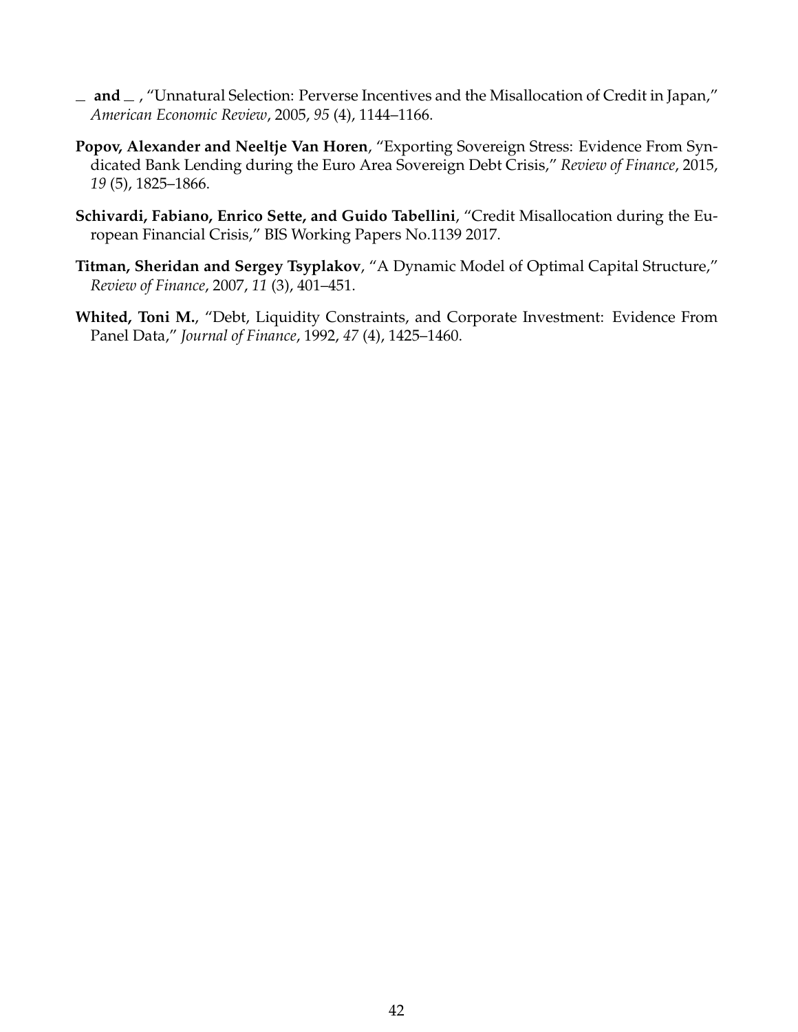— **and** — , "Unnatural Selection: Perverse Incentives and the Misallocation of Credit in Japan," *American Economic Review*, 2005, *95* (4), 1144–1166.

**Popov, Alexander and Neeltje Van Horen**, "Exporting Sovereign Stress: Evidence From Syndicated Bank Lending during the Euro Area Sovereign Debt Crisis," *Review of Finance*, 2015, *19* (5), 1825–1866.

**Schivardi, Fabiano, Enrico Sette, and Guido Tabellini**, "Credit Misallocation during the European Financial Crisis," BIS Working Papers No.1139 2017.

**Titman, Sheridan and Sergey Tsyplakov**, "A Dynamic Model of Optimal Capital Structure," *Review of Finance*, 2007, *11* (3), 401–451.

**Whited, Toni M.**, "Debt, Liquidity Constraints, and Corporate Investment: Evidence From Panel Data," *Journal of Finance*, 1992, *47* (4), 1425–1460.